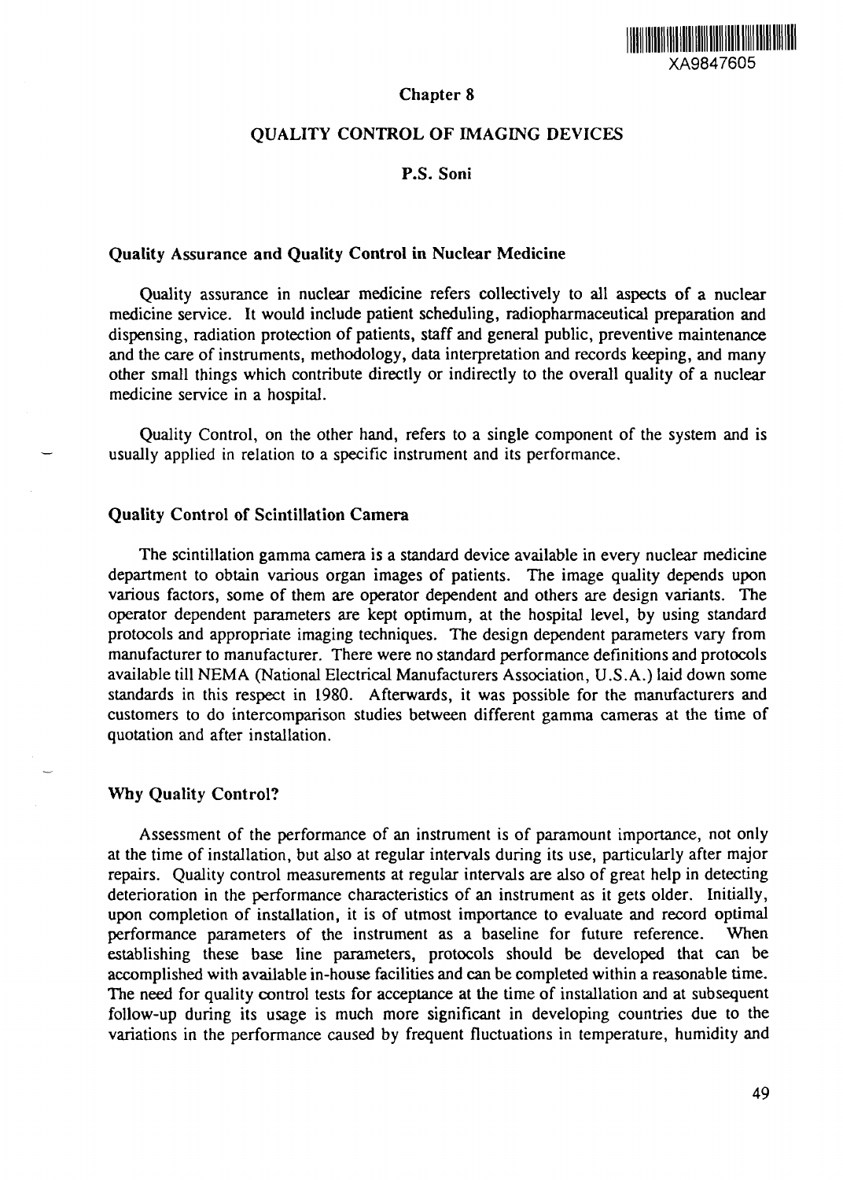XA9847605

# Chapter 8

# QUALITY CONTROL OF IMAGING DEVICES

**P.S. Soni**

## Quality Assurance and Quality Control in Nuclear Medicine

Quality assurance in nuclear medicine refers collectively to all aspects of a nuclear medicine service. It would include patient scheduling, radiopharmaceutical preparation and dispensing, radiation protection of patients, staff and general public, preventive maintenance and the care of instruments, methodology, data interpretation and records keeping, and many other small things which contribute directly or indirectly to the overall quality of a nuclear medicine service in a hospital.

Quality Control, on the other hand, refers to a single component of the system and is usually applied in relation to a specific instrument and its performance.

## Quality Control of Scintillation Camera

The scintillation gamma camera is a standard device available in every nuclear medicine department to obtain various organ images of patients. The image quality depends upon various factors, some of them are operator dependent and others are design variants. The operator dependent parameters are kept optimum, at the hospital level, by using standard protocols and appropriate imaging techniques. The design dependent parameters vary from manufacturer to manufacturer. There were no standard performance definitions and protocols available till NEMA (National Electrical Manufacturers Association, U.S.A.) laid down some standards in this respect in 1980. Afterwards, it was possible for the manufacturers and customers to do intercomparison studies between different gamma cameras at the time of quotation and after installation.

## Why Quality Control?

Assessment of the performance of an instrument is of paramount importance, not only at the time of installation, but also at regular intervals during its use, particularly after major repairs. Quality control measurements at regular intervals are also of great help in detecting deterioration in the performance characteristics of an instrument as it gets older. Initially, upon completion of installation, it is of utmost importance to evaluate and record optimal performance parameters of the instrument as a baseline for future reference. When establishing these base line parameters, protocols should be developed that can be accomplished with available in-house facilities and can be completed within a reasonable time. The need for quality control tests for acceptance at the time of installation and at subsequent follow-up during its usage is much more significant in developing countries due to the variations in the performance caused by frequent fluctuations in temperature, humidity and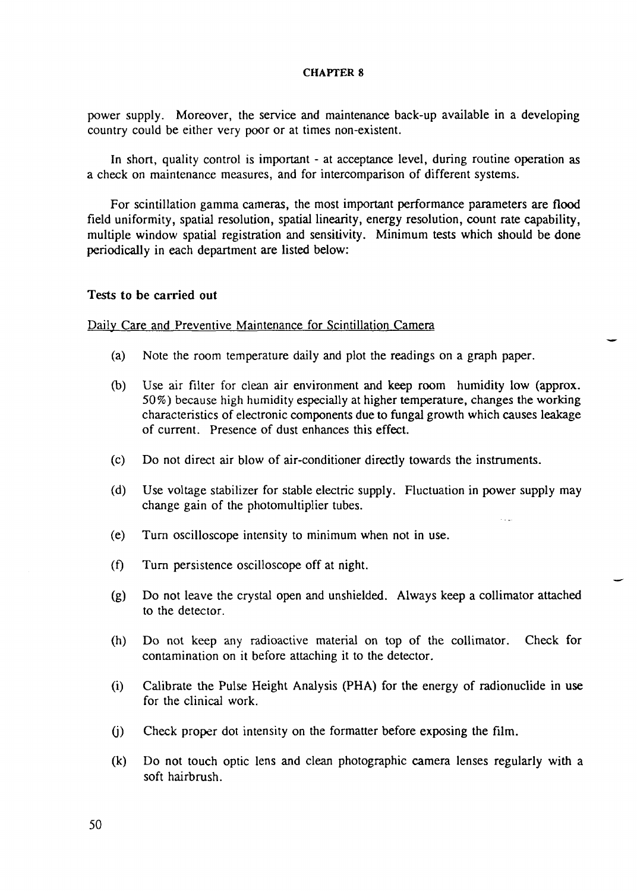power supply. Moreover, the service and maintenance back-up available in a developing country could be either very poor or at times non-existent.

In short, quality control is important - at acceptance level, during routine operation as a check on maintenance measures, and for intercomparison of different systems.

For scintillation gamma cameras, the most important performance parameters are flood field uniformity, spatial resolution, spatial linearity, energy resolution, count rate capability, multiple window spatial registration and sensitivity. Minimum tests which should be done periodically in each department are listed below:

### Tests to be carried out

Daily Care and Preventive Maintenance for Scintillation Camera

(a) Note the room temperature daily and plot the readings on a graph paper.

(b) Use air filter for clean air environment and keep room humidity low (approx. 50%) because high humidity especially at higher temperature, changes the working characteristics of electronic components due to fungal growth which causes leakage of current. Presence of dust enhances this effect.

(c) Do not direct air blow of air-conditioner directly towards the instruments.

(d) Use voltage stabilizer for stable electric supply. Fluctuation in power supply may change gain of the photomultiplier tubes.

(e) Turn oscilloscope intensity to minimum when not in use.

(f) Turn persistence oscilloscope off at night.

(g) Do not leave the crystal open and unshielded. Always keep a collimator attached to the detector.

(h) Do not keep any radioactive material on top of the collimator. Check for contamination on it before attaching it to the detector.

(i) Calibrate the Pulse Height Analysis (PHA) for the energy of radionuclide in use for the clinical work.

(j) Check proper dot intensity on the formatter before exposing the film.

(k) Do not touch optic lens and clean photographic camera lenses regularly with a soft hairbrush.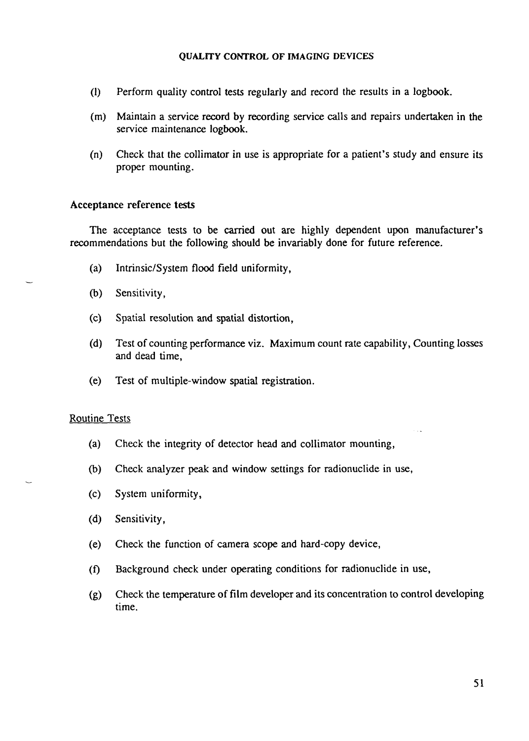(l) Perform quality control tests regularly and record the results in a logbook.

(m) Maintain a service record by recording service calls and repairs undertaken in the service maintenance logbook.

(n) Check that the collimator in use is appropriate for a patient's study and ensure its proper mounting.

### Acceptance reference tests

The acceptance tests to be carried out are highly dependent upon manufacturer's recommendations but the following should be invariably done for future reference.

(a) Intrinsic/System flood field uniformity,

(b) Sensitivity,

(c) Spatial resolution and spatial distortion,

(d) Test of counting performance viz. Maximum count rate capability, Counting losses and dead time,

(e) Test of multiple-window spatial registration.

### Routine Tests

(a) Check the integrity of detector head and collimator mounting,

(b) Check analyzer peak and window settings for radionuclide in use,

(c) System uniformity,

(d) Sensitivity,

(e) Check the function of camera scope and hard-copy device,

(f) Background check under operating conditions for radionuclide in use,

(g) Check the temperature of film developer and its concentration to control developing time.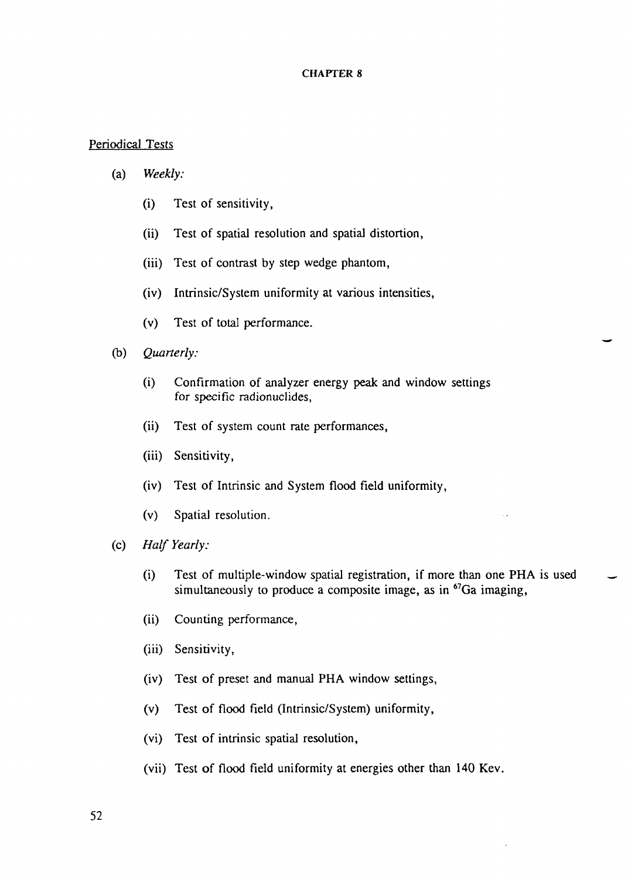# CHAPTER 8

## Periodical Tests

(a) *Weekly:*

   (i) Test of sensitivity,

   (ii) Test of spatial resolution and spatial distortion,

   (iii) Test of contrast by step wedge phantom,

   (iv) Intrinsic/System uniformity at various intensities,

   (v) Test of total performance.

(b) *Quarterly:*

   (i) Confirmation of analyzer energy peak and window settings for specific radionuclides,

   (ii) Test of system count rate performances,

   (iii) Sensitivity,

   (iv) Test of Intrinsic and System flood field uniformity,

   (v) Spatial resolution.

(c) *Half Yearly:*

   (i) Test of multiple-window spatial registration, if more than one PHA is used simultaneously to produce a composite image, as in $^{67}$Ga imaging,

   (ii) Counting performance,

   (iii) Sensitivity,

   (iv) Test of preset and manual PHA window settings,

   (v) Test of flood field (Intrinsic/System) uniformity,

   (vi) Test of intrinsic spatial resolution,

   (vii) Test of flood field uniformity at energies other than 140 Kev.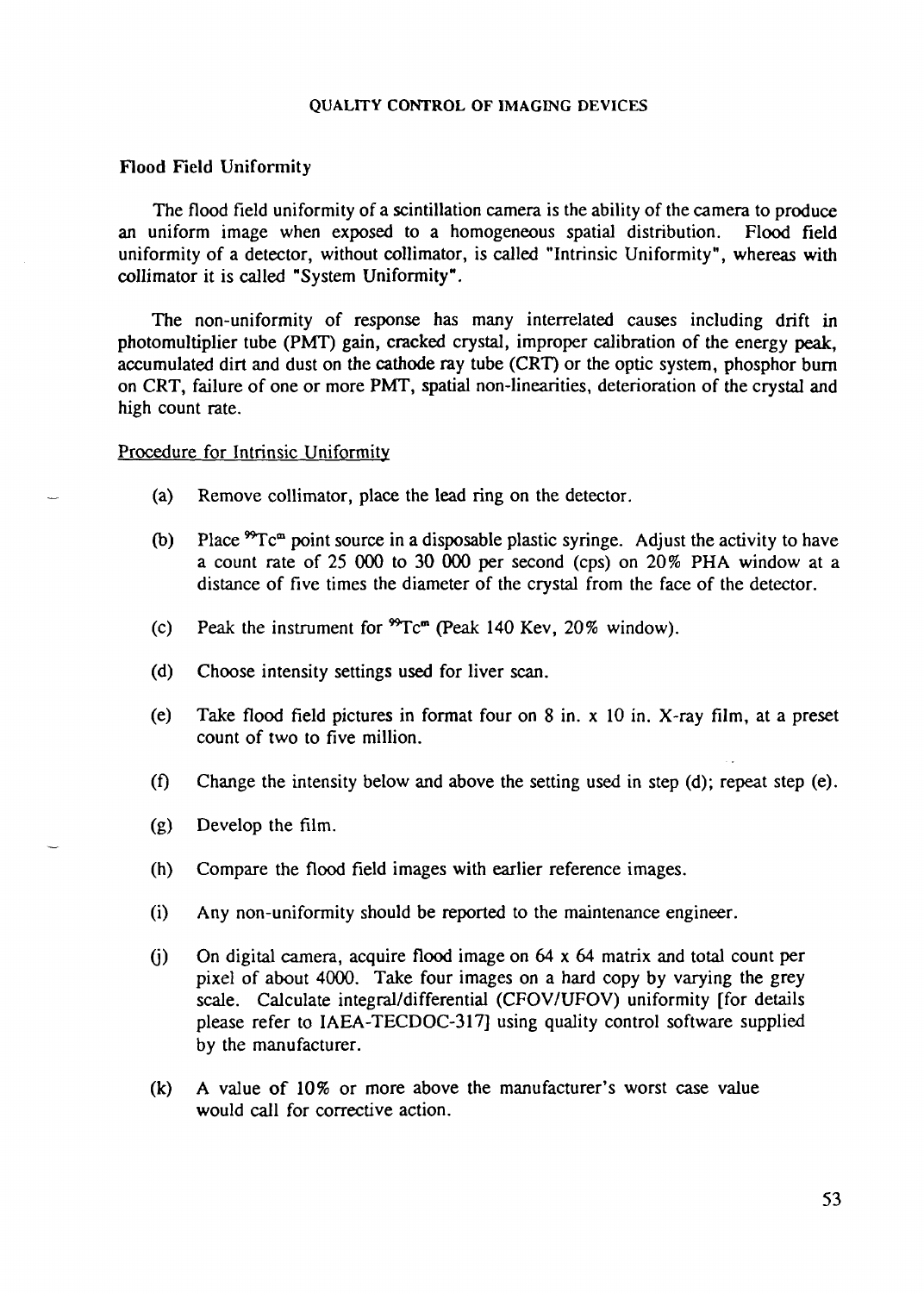## Flood Field Uniformity

The flood field uniformity of a scintillation camera is the ability of the camera to produce an uniform image when exposed to a homogeneous spatial distribution. Flood field uniformity of a detector, without collimator, is called "Intrinsic Uniformity", whereas with collimator it is called "System Uniformity".

The non-uniformity of response has many interrelated causes including drift in photomultiplier tube (PMT) gain, cracked crystal, improper calibration of the energy peak, accumulated dirt and dust on the cathode ray tube (CRT) or the optic system, phosphor burn on CRT, failure of one or more PMT, spatial non-linearities, deterioration of the crystal and high count rate.

### Procedure for Intrinsic Uniformity

(a) Remove collimator, place the lead ring on the detector.

(b) Place $^{99}Tc^{m}$ point source in a disposable plastic syringe. Adjust the activity to have a count rate of 25 000 to 30 000 per second (cps) on 20% PHA window at a distance of five times the diameter of the crystal from the face of the detector.

(c) Peak the instrument for $^{99}Tc^{m}$ (Peak 140 Kev, 20% window).

(d) Choose intensity settings used for liver scan.

(e) Take flood field pictures in format four on 8 in. x 10 in. X-ray film, at a preset count of two to five million.

(f) Change the intensity below and above the setting used in step (d); repeat step (e).

(g) Develop the film.

(h) Compare the flood field images with earlier reference images.

(i) Any non-uniformity should be reported to the maintenance engineer.

(j) On digital camera, acquire flood image on 64 x 64 matrix and total count per pixel of about 4000. Take four images on a hard copy by varying the grey scale. Calculate integral/differential (CFOV/UFOV) uniformity [for details please refer to IAEA-TECDOC-317] using quality control software supplied by the manufacturer.

(k) A value of 10% or more above the manufacturer's worst case value would call for corrective action.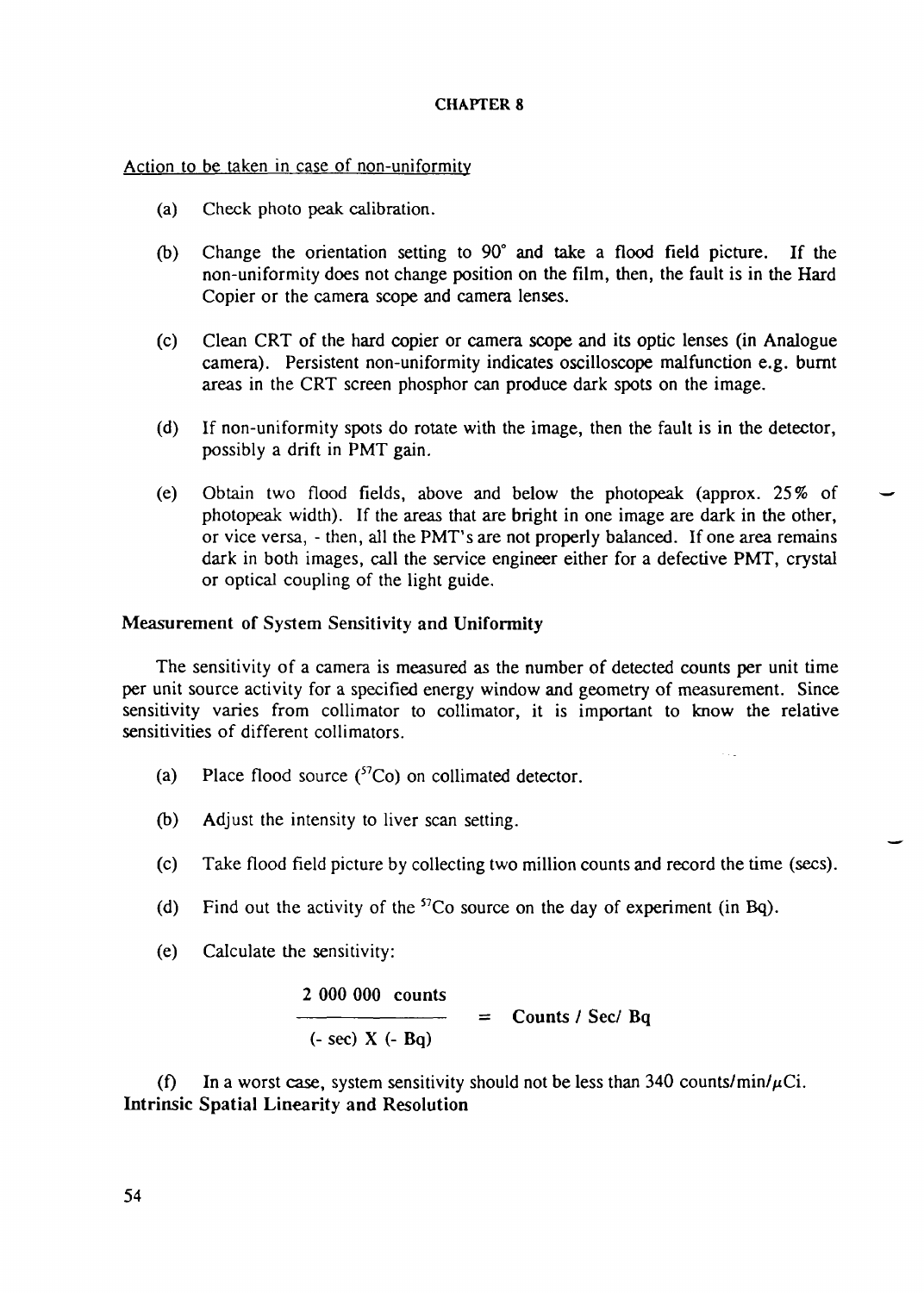## CHAPTER 8

Action to be taken in case of non-uniformity

(a) Check photo peak calibration.

(b) Change the orientation setting to 90° and take a flood field picture. If the non-uniformity does not change position on the film, then, the fault is in the Hard Copier or the camera scope and camera lenses.

(c) Clean CRT of the hard copier or camera scope and its optic lenses (in Analogue camera). Persistent non-uniformity indicates oscilloscope malfunction e.g. burnt areas in the CRT screen phosphor can produce dark spots on the image.

(d) If non-uniformity spots do rotate with the image, then the fault is in the detector, possibly a drift in PMT gain.

(e) Obtain two flood fields, above and below the photopeak (approx. 25% of photopeak width). If the areas that are bright in one image are dark in the other, or vice versa, - then, all the PMT's are not properly balanced. If one area remains dark in both images, call the service engineer either for a defective PMT, crystal or optical coupling of the light guide.

### Measurement of System Sensitivity and Uniformity

The sensitivity of a camera is measured as the number of detected counts per unit time per unit source activity for a specified energy window and geometry of measurement. Since sensitivity varies from collimator to collimator, it is important to know the relative sensitivities of different collimators.

(a) Place flood source ($^{57}$Co) on collimated detector.

(b) Adjust the intensity to liver scan setting.

(c) Take flood field picture by collecting two million counts and record the time (secs).

(d) Find out the activity of the $^{57}$Co source on the day of experiment (in Bq).

(e) Calculate the sensitivity:

$$\frac{\textbf{2 000 000 counts}}{(\textbf{- sec}) \textbf{ X } (\textbf{- Bq})} = \textbf{Counts / Sec/ Bq}$$

(f) In a worst case, system sensitivity should not be less than 340 counts/min/$\mu$Ci.

### Intrinsic Spatial Linearity and Resolution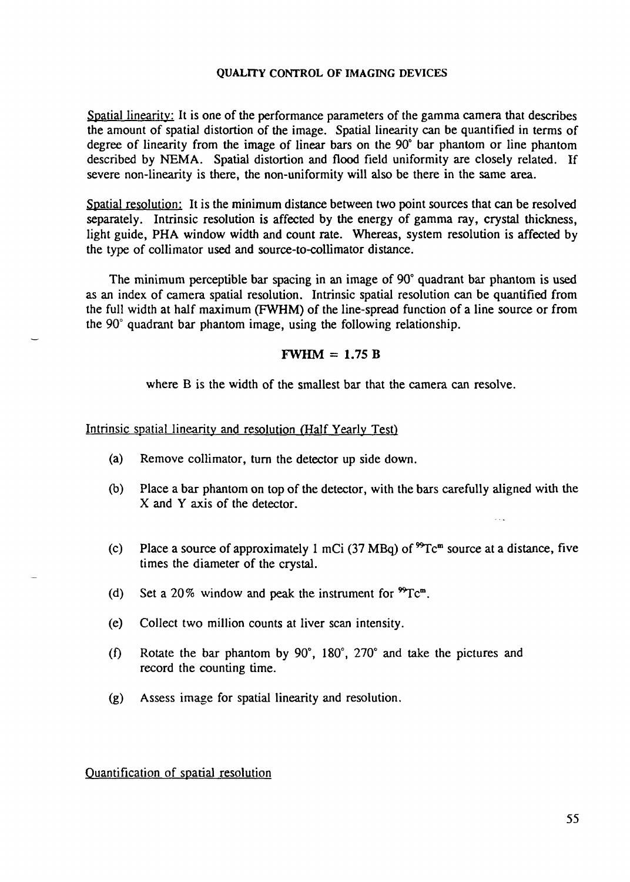Spatial linearity: It is one of the performance parameters of the gamma camera that describes the amount of spatial distortion of the image. Spatial linearity can be quantified in terms of degree of linearity from the image of linear bars on the 90° bar phantom or line phantom described by NEMA. Spatial distortion and flood field uniformity are closely related. If severe non-linearity is there, the non-uniformity will also be there in the same area.

Spatial resolution: It is the minimum distance between two point sources that can be resolved separately. Intrinsic resolution is affected by the energy of gamma ray, crystal thickness, light guide, PHA window width and count rate. Whereas, system resolution is affected by the type of collimator used and source-to-collimator distance.

The minimum perceptible bar spacing in an image of 90° quadrant bar phantom is used as an index of camera spatial resolution. Intrinsic spatial resolution can be quantified from the full width at half maximum (FWHM) of the line-spread function of a line source or from the 90° quadrant bar phantom image, using the following relationship.

$$\mathbf{FWHM = 1.75\ B}$$

where B is the width of the smallest bar that the camera can resolve.

## Intrinsic spatial linearity and resolution (Half Yearly Test)

(a) Remove collimator, turn the detector up side down.

(b) Place a bar phantom on top of the detector, with the bars carefully aligned with the X and Y axis of the detector.

(c) Place a source of approximately 1 mCi (37 MBq) of $^{99}Tc^{m}$ source at a distance, five times the diameter of the crystal.

(d) Set a 20% window and peak the instrument for $^{99}Tc^{m}$.

(e) Collect two million counts at liver scan intensity.

(f) Rotate the bar phantom by 90°, 180°, 270° and take the pictures and record the counting time.

(g) Assess image for spatial linearity and resolution.

## Quantification of spatial resolution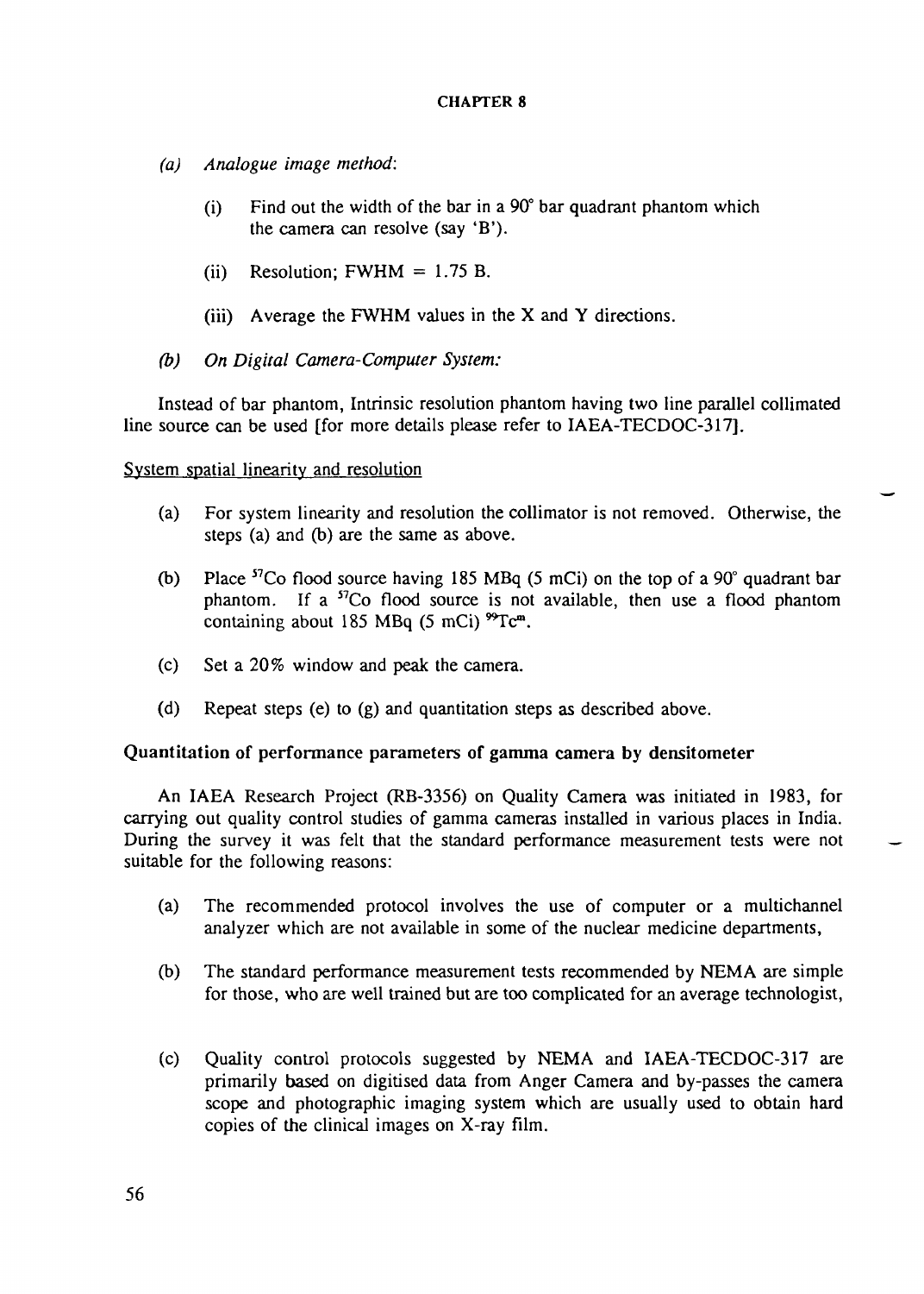*(a) Analogue image method:*

(i) Find out the width of the bar in a 90° bar quadrant phantom which the camera can resolve (say 'B').

(ii) Resolution; FWHM = 1.75 B.

(iii) Average the FWHM values in the X and Y directions.

*(b) On Digital Camera-Computer System:*

Instead of bar phantom, Intrinsic resolution phantom having two line parallel collimated line source can be used [for more details please refer to IAEA-TECDOC-317].

System spatial linearity and resolution

(a) For system linearity and resolution the collimator is not removed. Otherwise, the steps (a) and (b) are the same as above.

(b) Place $^{57}Co$ flood source having 185 MBq (5 mCi) on the top of a 90° quadrant bar phantom. If a $^{57}Co$ flood source is not available, then use a flood phantom containing about 185 MBq (5 mCi) $^{99}Tc^{m}$.

(c) Set a 20% window and peak the camera.

(d) Repeat steps (e) to (g) and quantitation steps as described above.

**Quantitation of performance parameters of gamma camera by densitometer**

An IAEA Research Project (RB-3356) on Quality Camera was initiated in 1983, for carrying out quality control studies of gamma cameras installed in various places in India. During the survey it was felt that the standard performance measurement tests were not suitable for the following reasons:

(a) The recommended protocol involves the use of computer or a multichannel analyzer which are not available in some of the nuclear medicine departments,

(b) The standard performance measurement tests recommended by NEMA are simple for those, who are well trained but are too complicated for an average technologist,

(c) Quality control protocols suggested by NEMA and IAEA-TECDOC-317 are primarily based on digitised data from Anger Camera and by-passes the camera scope and photographic imaging system which are usually used to obtain hard copies of the clinical images on X-ray film.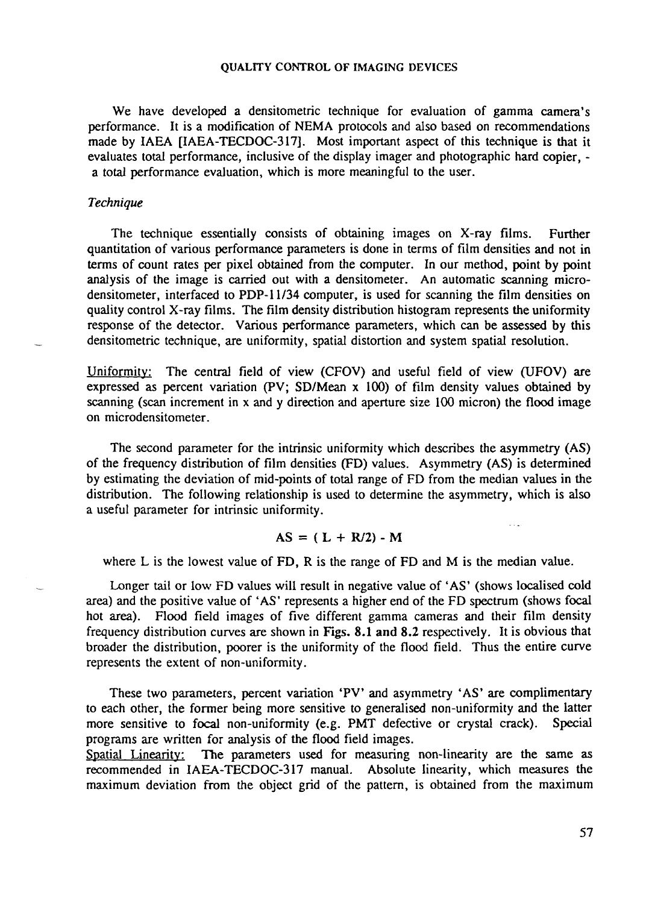## QUALITY CONTROL OF IMAGING DEVICES

We have developed a densitometric technique for evaluation of gamma camera's performance. It is a modification of NEMA protocols and also based on recommendations made by IAEA [IAEA-TECDOC-317]. Most important aspect of this technique is that it evaluates total performance, inclusive of the display imager and photographic hard copier, - a total performance evaluation, which is more meaningful to the user.

### *Technique*

The technique essentially consists of obtaining images on X-ray films. Further quantitation of various performance parameters is done in terms of film densities and not in terms of count rates per pixel obtained from the computer. In our method, point by point analysis of the image is carried out with a densitometer. An automatic scanning micro-densitometer, interfaced to PDP-11/34 computer, is used for scanning the film densities on quality control X-ray films. The film density distribution histogram represents the uniformity response of the detector. Various performance parameters, which can be assessed by this densitometric technique, are uniformity, spatial distortion and system spatial resolution.

<u>Uniformity:</u> The central field of view (CFOV) and useful field of view (UFOV) are expressed as percent variation (PV; SD/Mean x 100) of film density values obtained by scanning (scan increment in x and y direction and aperture size 100 micron) the flood image on microdensitometer.

The second parameter for the intrinsic uniformity which describes the asymmetry (AS) of the frequency distribution of film densities (FD) values. Asymmetry (AS) is determined by estimating the deviation of mid-points of total range of FD from the median values in the distribution. The following relationship is used to determine the asymmetry, which is also a useful parameter for intrinsic uniformity.

$$AS = (L + R/2) - M$$

where L is the lowest value of FD, R is the range of FD and M is the median value.

Longer tail or low FD values will result in negative value of 'AS' (shows localised cold area) and the positive value of 'AS' represents a higher end of the FD spectrum (shows focal hot area). Flood field images of five different gamma cameras and their film density frequency distribution curves are shown in **Figs. 8.1 and 8.2** respectively. It is obvious that broader the distribution, poorer is the uniformity of the flood field. Thus the entire curve represents the extent of non-uniformity.

These two parameters, percent variation 'PV' and asymmetry 'AS' are complimentary to each other, the former being more sensitive to generalised non-uniformity and the latter more sensitive to focal non-uniformity (e.g. PMT defective or crystal crack). Special programs are written for analysis of the flood field images.

<u>Spatial Linearity:</u> The parameters used for measuring non-linearity are the same as recommended in IAEA-TECDOC-317 manual. Absolute linearity, which measures the maximum deviation from the object grid of the pattern, is obtained from the maximum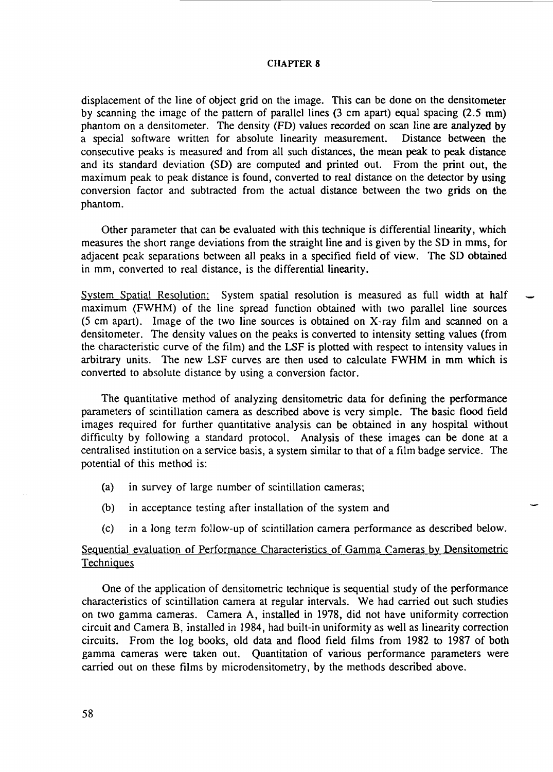displacement of the line of object grid on the image. This can be done on the densitometer by scanning the image of the pattern of parallel lines (3 cm apart) equal spacing (2.5 mm) phantom on a densitometer. The density (FD) values recorded on scan line are analyzed by a special software written for absolute linearity measurement. Distance between the consecutive peaks is measured and from all such distances, the mean peak to peak distance and its standard deviation (SD) are computed and printed out. From the print out, the maximum peak to peak distance is found, converted to real distance on the detector by using conversion factor and subtracted from the actual distance between the two grids on the phantom.

Other parameter that can be evaluated with this technique is differential linearity, which measures the short range deviations from the straight line and is given by the SD in mms, for adjacent peak separations between all peaks in a specified field of view. The SD obtained in mm, converted to real distance, is the differential linearity.

<u>System Spatial Resolution:</u> System spatial resolution is measured as full width at half maximum (FWHM) of the line spread function obtained with two parallel line sources (5 cm apart). Image of the two line sources is obtained on X-ray film and scanned on a densitometer. The density values on the peaks is converted to intensity setting values (from the characteristic curve of the film) and the LSF is plotted with respect to intensity values in arbitrary units. The new LSF curves are then used to calculate FWHM in mm which is converted to absolute distance by using a conversion factor.

The quantitative method of analyzing densitometric data for defining the performance parameters of scintillation camera as described above is very simple. The basic flood field images required for further quantitative analysis can be obtained in any hospital without difficulty by following a standard protocol. Analysis of these images can be done at a centralised institution on a service basis, a system similar to that of a film badge service. The potential of this method is:

(a) in survey of large number of scintillation cameras;

(b) in acceptance testing after installation of the system and

(c) in a long term follow-up of scintillation camera performance as described below.

<u>Sequential evaluation of Performance Characteristics of Gamma Cameras by Densitometric Techniques</u>

One of the application of densitometric technique is sequential study of the performance characteristics of scintillation camera at regular intervals. We had carried out such studies on two gamma cameras. Camera A, installed in 1978, did not have uniformity correction circuit and Camera B, installed in 1984, had built-in uniformity as well as linearity correction circuits. From the log books, old data and flood field films from 1982 to 1987 of both gamma cameras were taken out. Quantitation of various performance parameters were carried out on these films by microdensitometry, by the methods described above.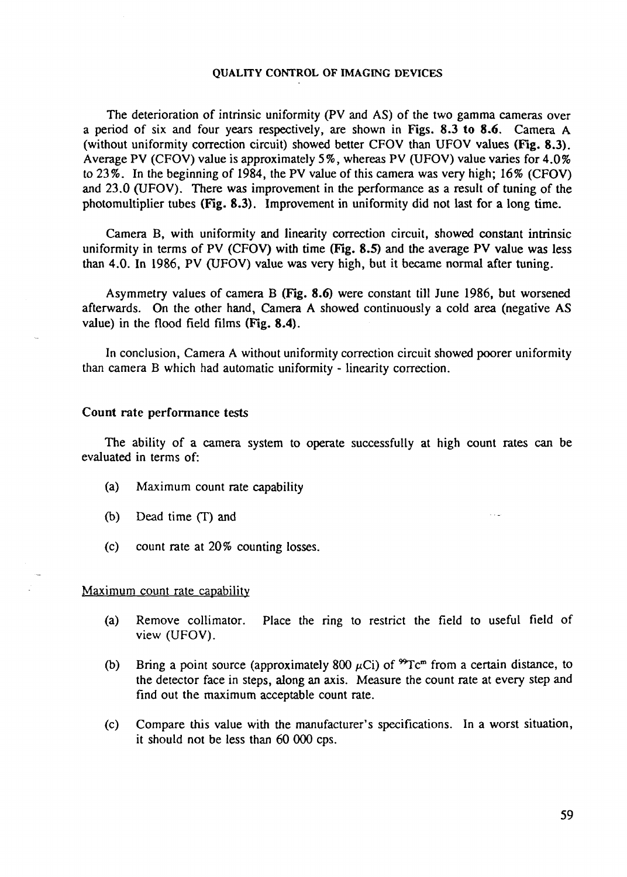The deterioration of intrinsic uniformity (PV and AS) of the two gamma cameras over a period of six and four years respectively, are shown in **Figs. 8.3 to 8.6**. Camera A (without uniformity correction circuit) showed better CFOV than UFOV values **(Fig. 8.3)**. Average PV (CFOV) value is approximately 5%, whereas PV (UFOV) value varies for 4.0% to 23%. In the beginning of 1984, the PV value of this camera was very high; 16% (CFOV) and 23.0 (UFOV). There was improvement in the performance as a result of tuning of the photomultiplier tubes **(Fig. 8.3)**. Improvement in uniformity did not last for a long time.

Camera B, with uniformity and linearity correction circuit, showed constant intrinsic uniformity in terms of PV (CFOV) with time **(Fig. 8.5)** and the average PV value was less than 4.0. In 1986, PV (UFOV) value was very high, but it became normal after tuning.

Asymmetry values of camera B **(Fig. 8.6)** were constant till June 1986, but worsened afterwards. On the other hand, Camera A showed continuously a cold area (negative AS value) in the flood field films **(Fig. 8.4)**.

In conclusion, Camera A without uniformity correction circuit showed poorer uniformity than camera B which had automatic uniformity - linearity correction.

### Count rate performance tests

The ability of a camera system to operate successfully at high count rates can be evaluated in terms of:

(a) Maximum count rate capability

(b) Dead time (T) and

(c) count rate at 20% counting losses.

#### Maximum count rate capability

(a) Remove collimator. Place the ring to restrict the field to useful field of view (UFOV).

(b) Bring a point source (approximately 800 $\mu$Ci) of $^{99}Tc^{m}$ from a certain distance, to the detector face in steps, along an axis. Measure the count rate at every step and find out the maximum acceptable count rate.

(c) Compare this value with the manufacturer's specifications. In a worst situation, it should not be less than 60 000 cps.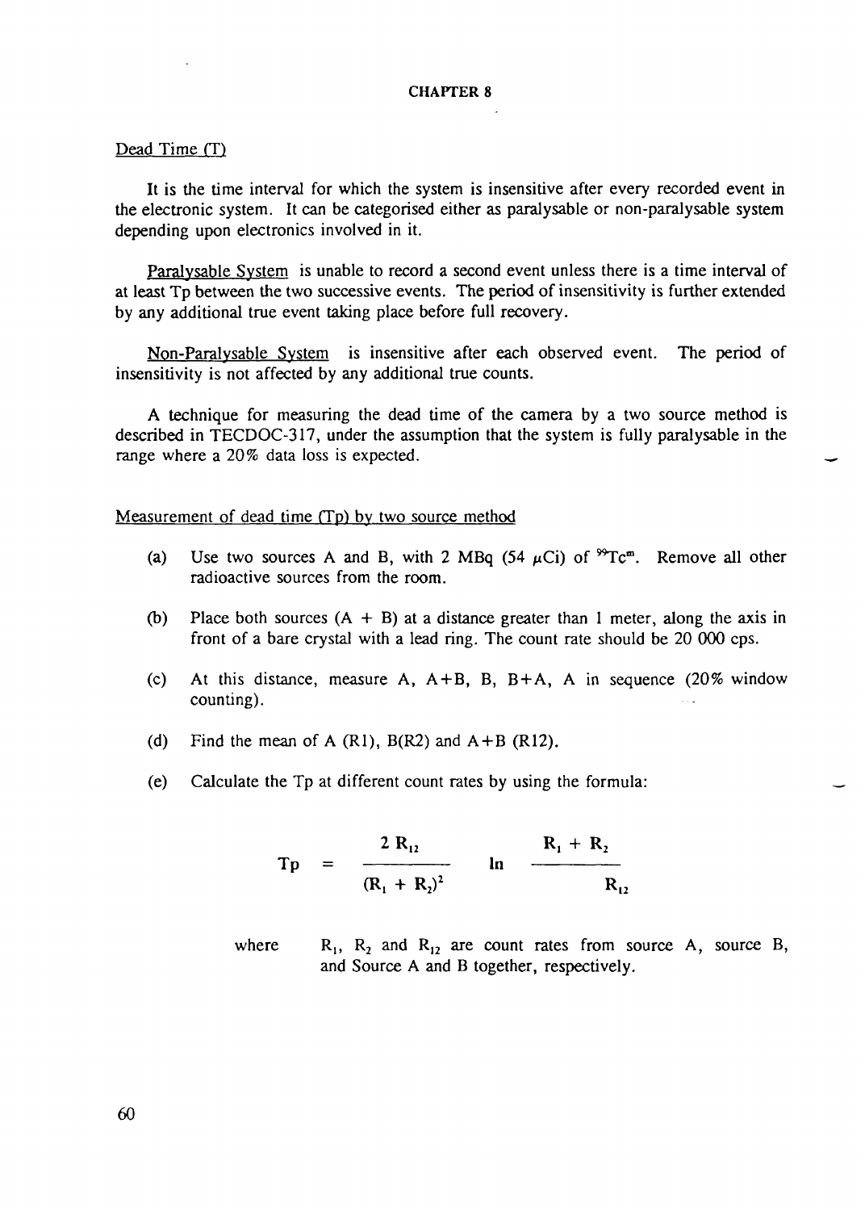# CHAPTER 8

Dead Time (T)

It is the time interval for which the system is insensitive after every recorded event in the electronic system. It can be categorised either as paralysable or non-paralysable system depending upon electronics involved in it.

Paralysable System is unable to record a second event unless there is a time interval of at least Tp between the two successive events. The period of insensitivity is further extended by any additional true event taking place before full recovery.

Non-Paralysable System is insensitive after each observed event. The period of insensitivity is not affected by any additional true counts.

A technique for measuring the dead time of the camera by a two source method is described in TECDOC-317, under the assumption that the system is fully paralysable in the range where a 20% data loss is expected.

Measurement of dead time (Tp) by two source method

(a) Use two sources A and B, with 2 MBq (54 $\mu$Ci) of $^{99}Tc^{m}$. Remove all other radioactive sources from the room.

(b) Place both sources (A + B) at a distance greater than 1 meter, along the axis in front of a bare crystal with a lead ring. The count rate should be 20 000 cps.

(c) At this distance, measure A, A+B, B, B+A, A in sequence (20% window counting).

(d) Find the mean of A (R1), B(R2) and A+B (R12).

(e) Calculate the Tp at different count rates by using the formula:

$$Tp = \frac{2\, R_{12}}{(R_1 + R_2)^2} \ln \frac{R_1 + R_2}{R_{12}}$$

where $R_1$, $R_2$ and $R_{12}$ are count rates from source A, source B, and Source A and B together, respectively.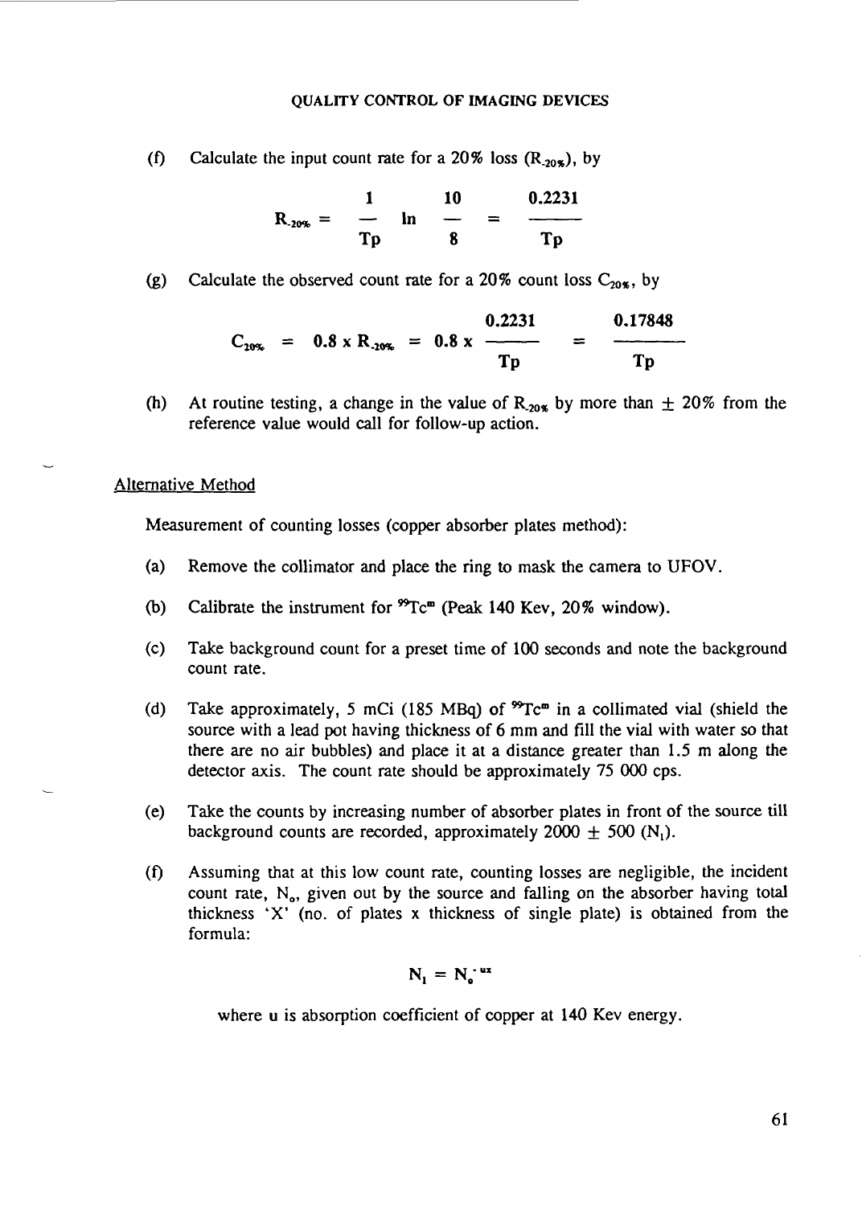(f) Calculate the input count rate for a 20% loss ($R_{-20\%}$), by

$$R_{-20\%} = \frac{1}{Tp} \ln \frac{10}{8} = \frac{0.2231}{Tp}$$

(g) Calculate the observed count rate for a 20% count loss $C_{20\%}$, by

$$C_{20\%} = 0.8 \times R_{-20\%} = 0.8 \times \frac{0.2231}{Tp} = \frac{0.17848}{Tp}$$

(h) At routine testing, a change in the value of $R_{20\%}$ by more than ± 20% from the reference value would call for follow-up action.

Alternative Method

Measurement of counting losses (copper absorber plates method):

(a) Remove the collimator and place the ring to mask the camera to UFOV.

(b) Calibrate the instrument for $^{99}Tc^{m}$ (Peak 140 Kev, 20% window).

(c) Take background count for a preset time of 100 seconds and note the background count rate.

(d) Take approximately, 5 mCi (185 MBq) of $^{99}Tc^{m}$ in a collimated vial (shield the source with a lead pot having thickness of 6 mm and fill the vial with water so that there are no air bubbles) and place it at a distance greater than 1.5 m along the detector axis. The count rate should be approximately 75 000 cps.

(e) Take the counts by increasing number of absorber plates in front of the source till background counts are recorded, approximately 2000 ± 500 ($N_1$).

(f) Assuming that at this low count rate, counting losses are negligible, the incident count rate, $N_o$, given out by the source and falling on the absorber having total thickness 'X' (no. of plates x thickness of single plate) is obtained from the formula:

$$N_1 = N_o^{-ux}$$

where u is absorption coefficient of copper at 140 Kev energy.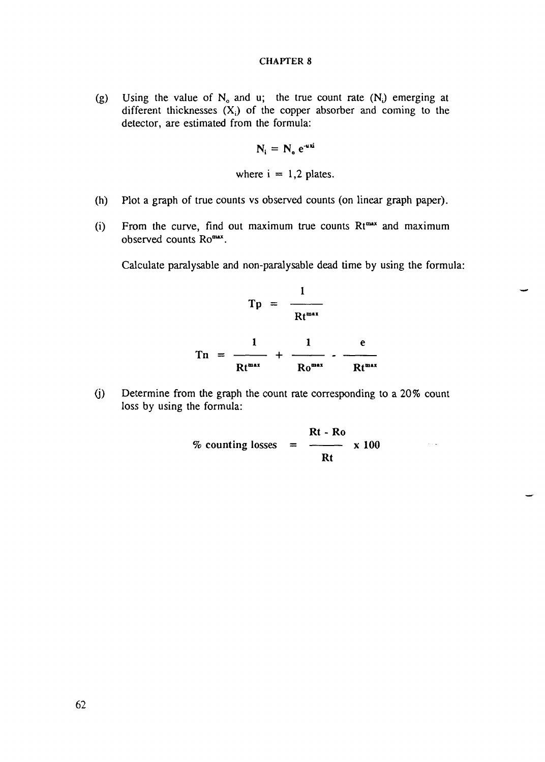(g) Using the value of $N_o$ and u; the true count rate ($N_i$) emerging at different thicknesses ($X_i$) of the copper absorber and coming to the detector, are estimated from the formula:

$$N_i = N_o\, e^{-ux_i}$$

where i = 1,2 plates.

(h) Plot a graph of true counts vs observed counts (on linear graph paper).

(i) From the curve, find out maximum true counts $Rt^{max}$ and maximum observed counts $Ro^{max}$.

Calculate paralysable and non-paralysable dead time by using the formula:

$$Tp = \frac{1}{Rt^{max}}$$

$$Tn = \frac{1}{Rt^{max}} + \frac{1}{Ro^{max}} - \frac{e}{Rt^{max}}$$

(j) Determine from the graph the count rate corresponding to a 20% count loss by using the formula:

$$\%\ \text{counting losses} = \frac{Rt - Ro}{Rt} \times 100$$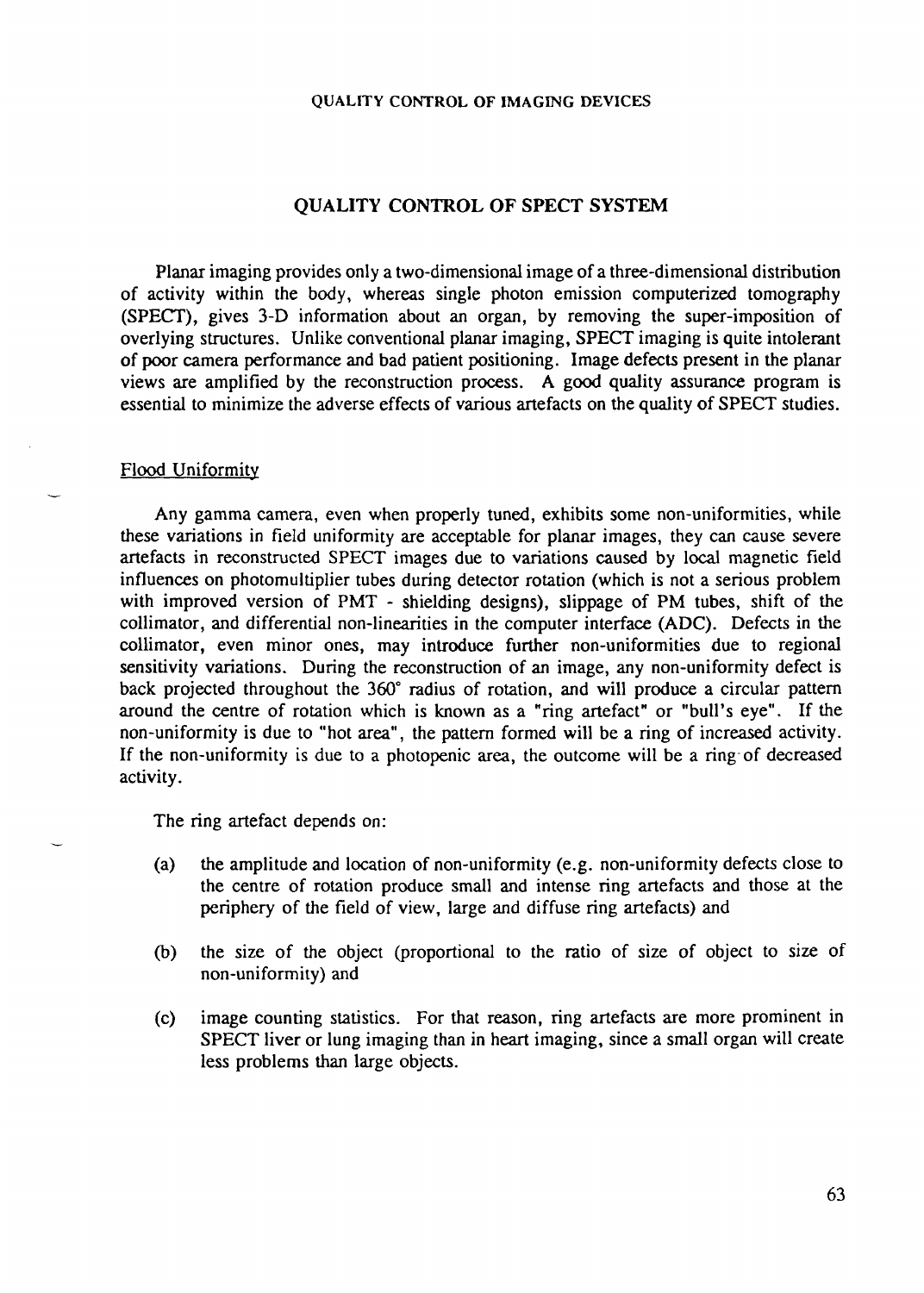## QUALITY CONTROL OF SPECT SYSTEM

Planar imaging provides only a two-dimensional image of a three-dimensional distribution of activity within the body, whereas single photon emission computerized tomography (SPECT), gives 3-D information about an organ, by removing the super-imposition of overlying structures. Unlike conventional planar imaging, SPECT imaging is quite intolerant of poor camera performance and bad patient positioning. Image defects present in the planar views are amplified by the reconstruction process. A good quality assurance program is essential to minimize the adverse effects of various artefacts on the quality of SPECT studies.

### Flood Uniformity

Any gamma camera, even when properly tuned, exhibits some non-uniformities, while these variations in field uniformity are acceptable for planar images, they can cause severe artefacts in reconstructed SPECT images due to variations caused by local magnetic field influences on photomultiplier tubes during detector rotation (which is not a serious problem with improved version of PMT - shielding designs), slippage of PM tubes, shift of the collimator, and differential non-linearities in the computer interface (ADC). Defects in the collimator, even minor ones, may introduce further non-uniformities due to regional sensitivity variations. During the reconstruction of an image, any non-uniformity defect is back projected throughout the 360° radius of rotation, and will produce a circular pattern around the centre of rotation which is known as a "ring artefact" or "bull's eye". If the non-uniformity is due to "hot area", the pattern formed will be a ring of increased activity. If the non-uniformity is due to a photopenic area, the outcome will be a ring of decreased activity.

The ring artefact depends on:

(a) the amplitude and location of non-uniformity (e.g. non-uniformity defects close to the centre of rotation produce small and intense ring artefacts and those at the periphery of the field of view, large and diffuse ring artefacts) and

(b) the size of the object (proportional to the ratio of size of object to size of non-uniformity) and

(c) image counting statistics. For that reason, ring artefacts are more prominent in SPECT liver or lung imaging than in heart imaging, since a small organ will create less problems than large objects.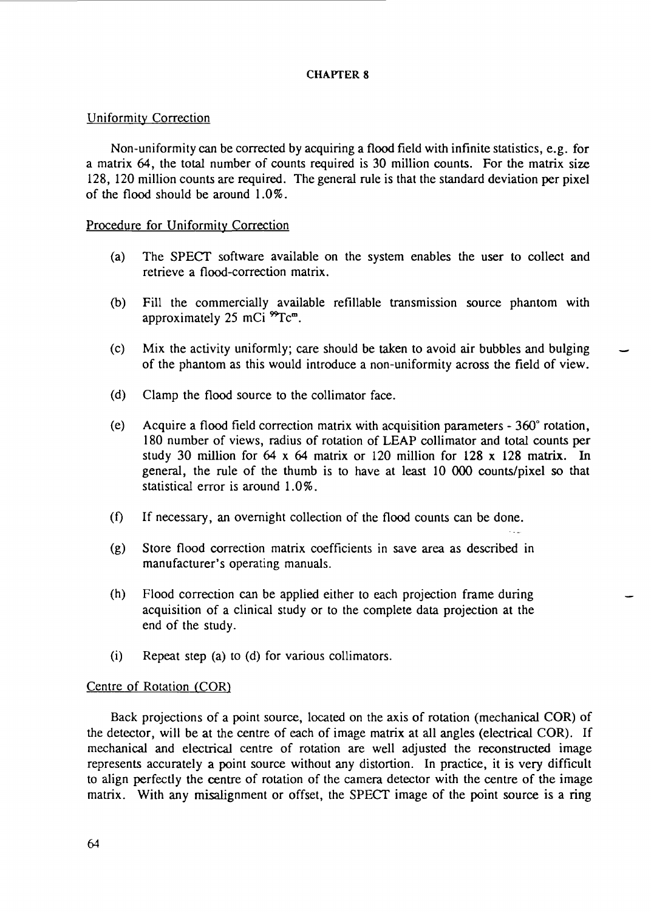# CHAPTER 8

## Uniformity Correction

Non-uniformity can be corrected by acquiring a flood field with infinite statistics, e.g. for a matrix 64, the total number of counts required is 30 million counts. For the matrix size 128, 120 million counts are required. The general rule is that the standard deviation per pixel of the flood should be around 1.0%.

## Procedure for Uniformity Correction

(a) The SPECT software available on the system enables the user to collect and retrieve a flood-correction matrix.

(b) Fill the commercially available refillable transmission source phantom with approximately 25 mCi $^{99}Tc^{m}$.

(c) Mix the activity uniformly; care should be taken to avoid air bubbles and bulging of the phantom as this would introduce a non-uniformity across the field of view.

(d) Clamp the flood source to the collimator face.

(e) Acquire a flood field correction matrix with acquisition parameters - 360° rotation, 180 number of views, radius of rotation of LEAP collimator and total counts per study 30 million for 64 x 64 matrix or 120 million for 128 x 128 matrix. In general, the rule of the thumb is to have at least 10 000 counts/pixel so that statistical error is around 1.0%.

(f) If necessary, an overnight collection of the flood counts can be done.

(g) Store flood correction matrix coefficients in save area as described in manufacturer's operating manuals.

(h) Flood correction can be applied either to each projection frame during acquisition of a clinical study or to the complete data projection at the end of the study.

(i) Repeat step (a) to (d) for various collimators.

## Centre of Rotation (COR)

Back projections of a point source, located on the axis of rotation (mechanical COR) of the detector, will be at the centre of each of image matrix at all angles (electrical COR). If mechanical and electrical centre of rotation are well adjusted the reconstructed image represents accurately a point source without any distortion. In practice, it is very difficult to align perfectly the centre of rotation of the camera detector with the centre of the image matrix. With any misalignment or offset, the SPECT image of the point source is a ring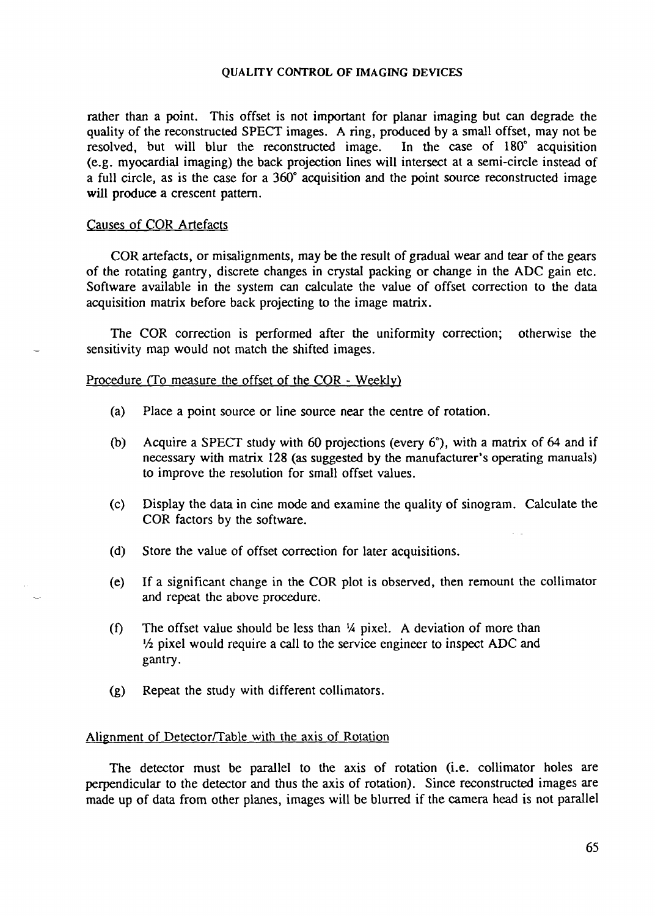rather than a point. This offset is not important for planar imaging but can degrade the quality of the reconstructed SPECT images. A ring, produced by a small offset, may not be resolved, but will blur the reconstructed image. In the case of 180° acquisition (e.g. myocardial imaging) the back projection lines will intersect at a semi-circle instead of a full circle, as is the case for a 360° acquisition and the point source reconstructed image will produce a crescent pattern.

### Causes of COR Artefacts

COR artefacts, or misalignments, may be the result of gradual wear and tear of the gears of the rotating gantry, discrete changes in crystal packing or change in the ADC gain etc. Software available in the system can calculate the value of offset correction to the data acquisition matrix before back projecting to the image matrix.

The COR correction is performed after the uniformity correction; otherwise the sensitivity map would not match the shifted images.

### Procedure (To measure the offset of the COR - Weekly)

(a) Place a point source or line source near the centre of rotation.

(b) Acquire a SPECT study with 60 projections (every 6°), with a matrix of 64 and if necessary with matrix 128 (as suggested by the manufacturer's operating manuals) to improve the resolution for small offset values.

(c) Display the data in cine mode and examine the quality of sinogram. Calculate the COR factors by the software.

(d) Store the value of offset correction for later acquisitions.

(e) If a significant change in the COR plot is observed, then remount the collimator and repeat the above procedure.

(f) The offset value should be less than ¼ pixel. A deviation of more than ½ pixel would require a call to the service engineer to inspect ADC and gantry.

(g) Repeat the study with different collimators.

### Alignment of Detector/Table with the axis of Rotation

The detector must be parallel to the axis of rotation (i.e. collimator holes are perpendicular to the detector and thus the axis of rotation). Since reconstructed images are made up of data from other planes, images will be blurred if the camera head is not parallel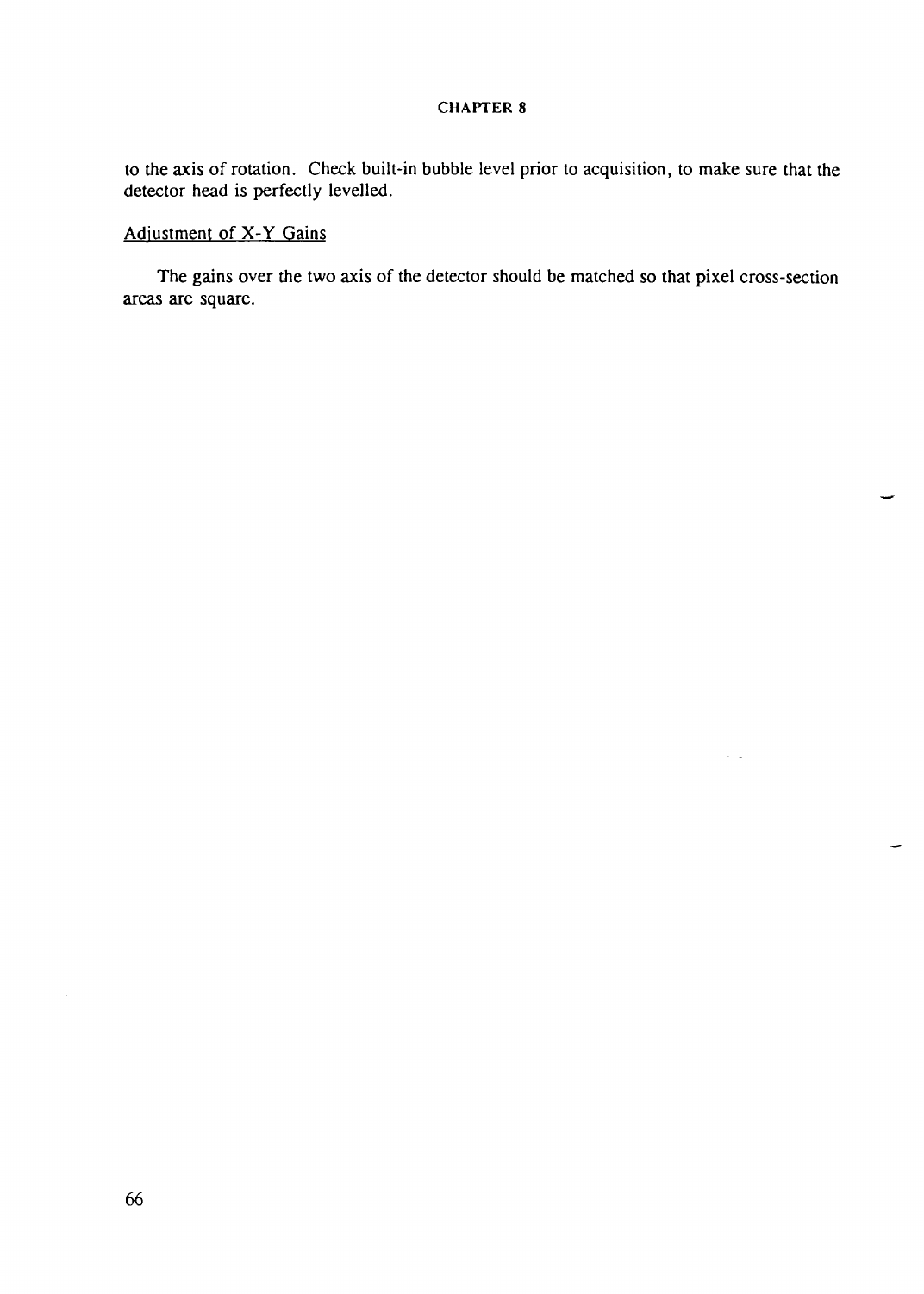to the axis of rotation. Check built-in bubble level prior to acquisition, to make sure that the detector head is perfectly levelled.

Adjustment of X-Y Gains

The gains over the two axis of the detector should be matched so that pixel cross-section areas are square.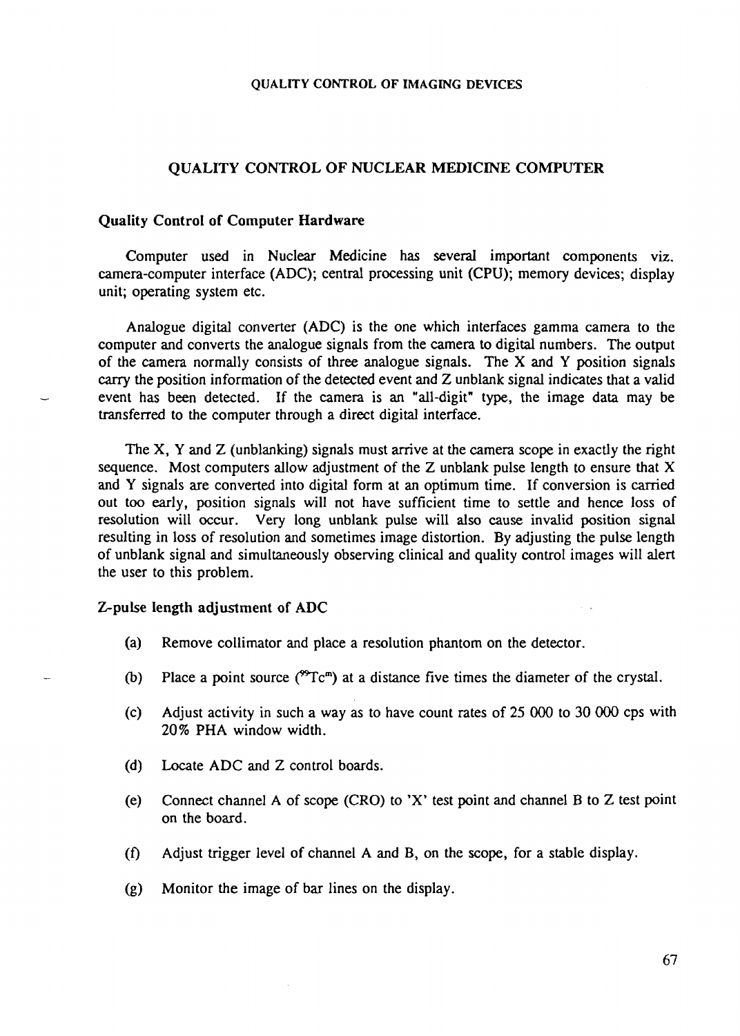## QUALITY CONTROL OF NUCLEAR MEDICINE COMPUTER

### Quality Control of Computer Hardware

Computer used in Nuclear Medicine has several important components viz. camera-computer interface (ADC); central processing unit (CPU); memory devices; display unit; operating system etc.

Analogue digital converter (ADC) is the one which interfaces gamma camera to the computer and converts the analogue signals from the camera to digital numbers. The output of the camera normally consists of three analogue signals. The X and Y position signals carry the position information of the detected event and Z unblank signal indicates that a valid event has been detected. If the camera is an "all-digit" type, the image data may be transferred to the computer through a direct digital interface.

The X, Y and Z (unblanking) signals must arrive at the camera scope in exactly the right sequence. Most computers allow adjustment of the Z unblank pulse length to ensure that X and Y signals are converted into digital form at an optimum time. If conversion is carried out too early, position signals will not have sufficient time to settle and hence loss of resolution will occur. Very long unblank pulse will also cause invalid position signal resulting in loss of resolution and sometimes image distortion. By adjusting the pulse length of unblank signal and simultaneously observing clinical and quality control images will alert the user to this problem.

### Z-pulse length adjustment of ADC

(a) Remove collimator and place a resolution phantom on the detector.

(b) Place a point source ($^{99}Tc^{m}$) at a distance five times the diameter of the crystal.

(c) Adjust activity in such a way as to have count rates of 25 000 to 30 000 cps with 20% PHA window width.

(d) Locate ADC and Z control boards.

(e) Connect channel A of scope (CRO) to 'X' test point and channel B to Z test point on the board.

(f) Adjust trigger level of channel A and B, on the scope, for a stable display.

(g) Monitor the image of bar lines on the display.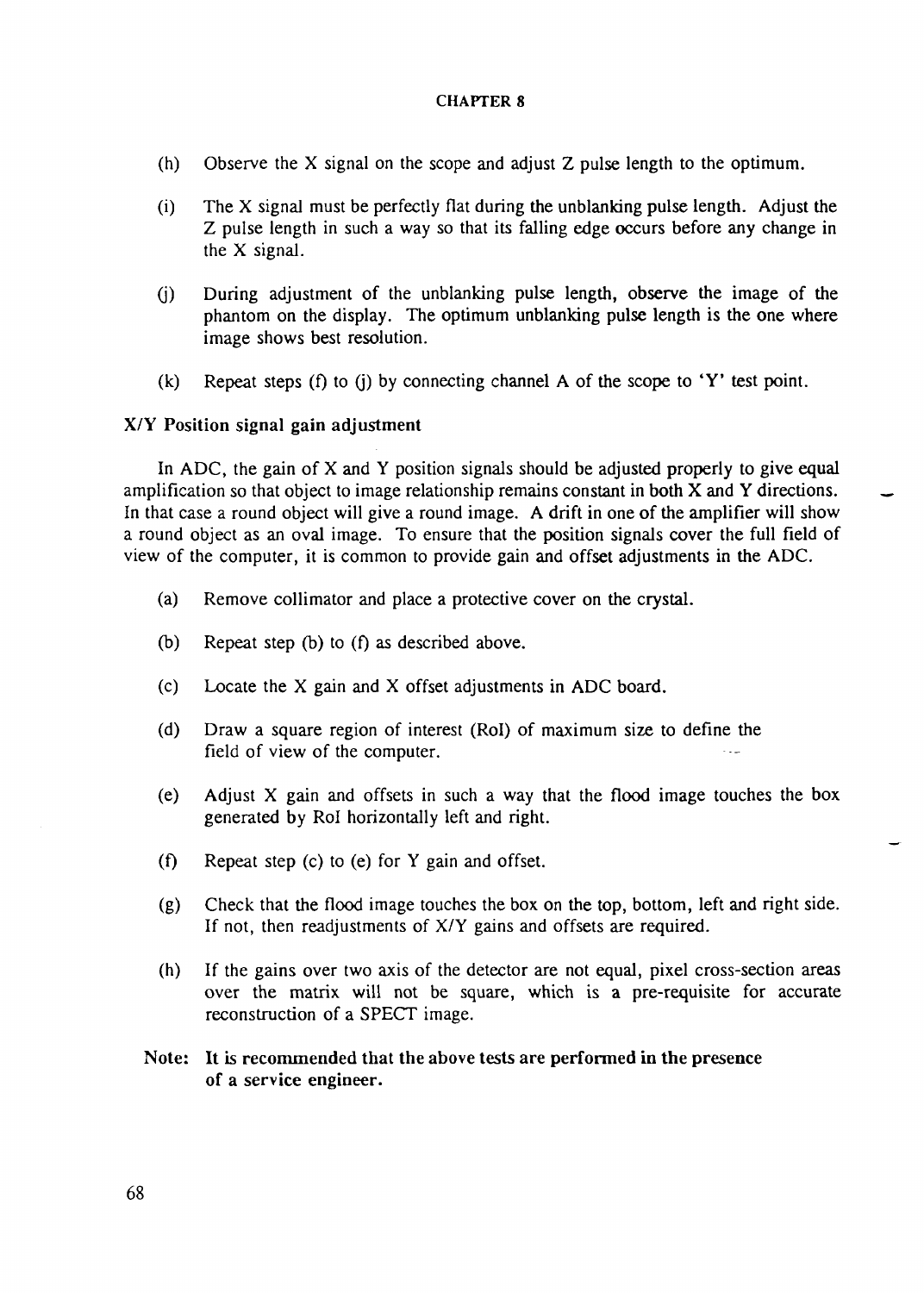(h) Observe the X signal on the scope and adjust Z pulse length to the optimum.

(i) The X signal must be perfectly flat during the unblanking pulse length. Adjust the Z pulse length in such a way so that its falling edge occurs before any change in the X signal.

(j) During adjustment of the unblanking pulse length, observe the image of the phantom on the display. The optimum unblanking pulse length is the one where image shows best resolution.

(k) Repeat steps (f) to (j) by connecting channel A of the scope to 'Y' test point.

**X/Y Position signal gain adjustment**

In ADC, the gain of X and Y position signals should be adjusted properly to give equal amplification so that object to image relationship remains constant in both X and Y directions. In that case a round object will give a round image. A drift in one of the amplifier will show a round object as an oval image. To ensure that the position signals cover the full field of view of the computer, it is common to provide gain and offset adjustments in the ADC.

(a) Remove collimator and place a protective cover on the crystal.

(b) Repeat step (b) to (f) as described above.

(c) Locate the X gain and X offset adjustments in ADC board.

(d) Draw a square region of interest (RoI) of maximum size to define the field of view of the computer.

(e) Adjust X gain and offsets in such a way that the flood image touches the box generated by RoI horizontally left and right.

(f) Repeat step (c) to (e) for Y gain and offset.

(g) Check that the flood image touches the box on the top, bottom, left and right side. If not, then readjustments of X/Y gains and offsets are required.

(h) If the gains over two axis of the detector are not equal, pixel cross-section areas over the matrix will not be square, which is a pre-requisite for accurate reconstruction of a SPECT image.

**Note: It is recommended that the above tests are performed in the presence of a service engineer.**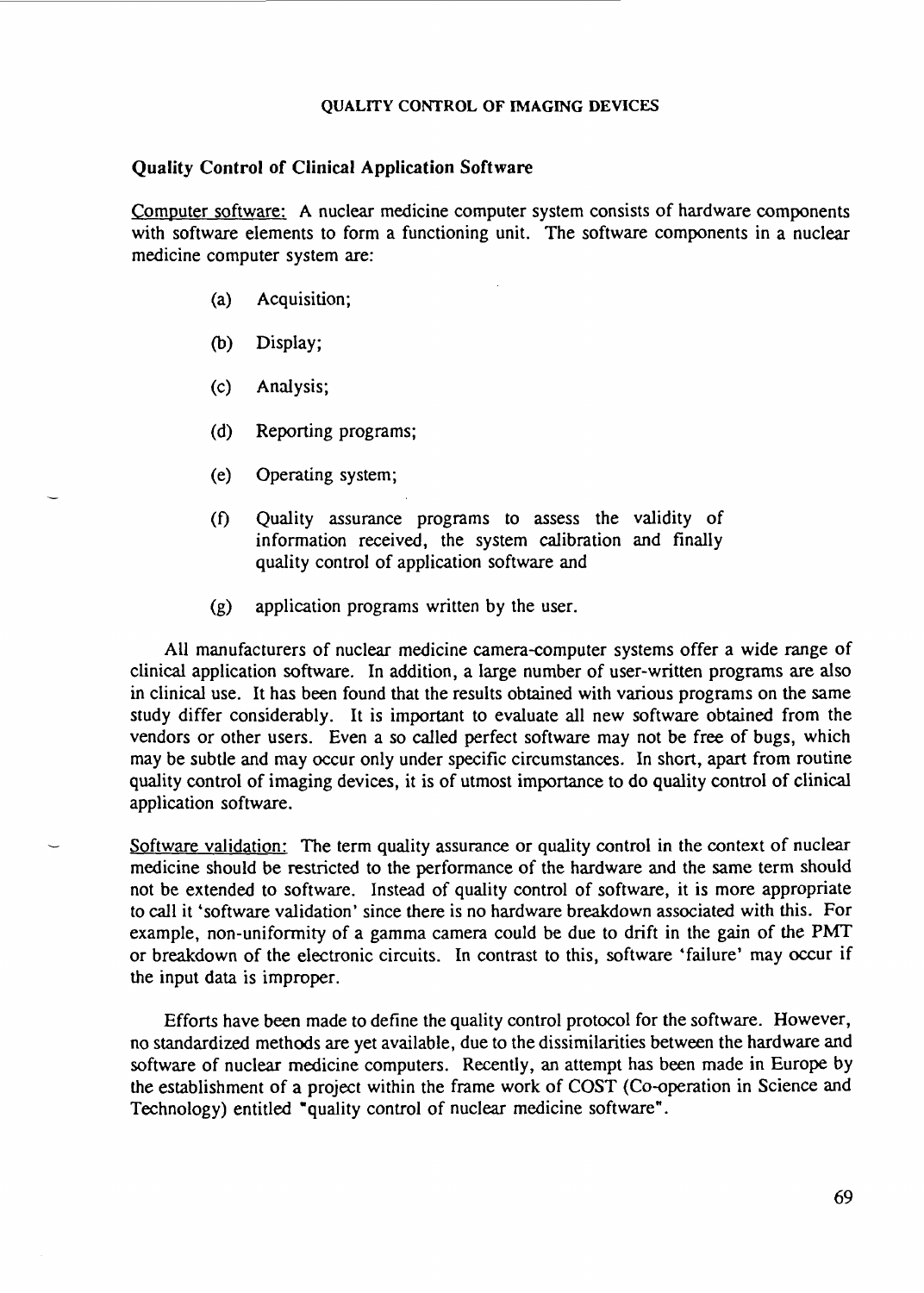## Quality Control of Clinical Application Software

Computer software: A nuclear medicine computer system consists of hardware components with software elements to form a functioning unit. The software components in a nuclear medicine computer system are:

(a) Acquisition;

(b) Display;

(c) Analysis;

(d) Reporting programs;

(e) Operating system;

(f) Quality assurance programs to assess the validity of information received, the system calibration and finally quality control of application software and

(g) application programs written by the user.

All manufacturers of nuclear medicine camera-computer systems offer a wide range of clinical application software. In addition, a large number of user-written programs are also in clinical use. It has been found that the results obtained with various programs on the same study differ considerably. It is important to evaluate all new software obtained from the vendors or other users. Even a so called perfect software may not be free of bugs, which may be subtle and may occur only under specific circumstances. In short, apart from routine quality control of imaging devices, it is of utmost importance to do quality control of clinical application software.

Software validation: The term quality assurance or quality control in the context of nuclear medicine should be restricted to the performance of the hardware and the same term should not be extended to software. Instead of quality control of software, it is more appropriate to call it 'software validation' since there is no hardware breakdown associated with this. For example, non-uniformity of a gamma camera could be due to drift in the gain of the PMT or breakdown of the electronic circuits. In contrast to this, software 'failure' may occur if the input data is improper.

Efforts have been made to define the quality control protocol for the software. However, no standardized methods are yet available, due to the dissimilarities between the hardware and software of nuclear medicine computers. Recently, an attempt has been made in Europe by the establishment of a project within the frame work of COST (Co-operation in Science and Technology) entitled "quality control of nuclear medicine software".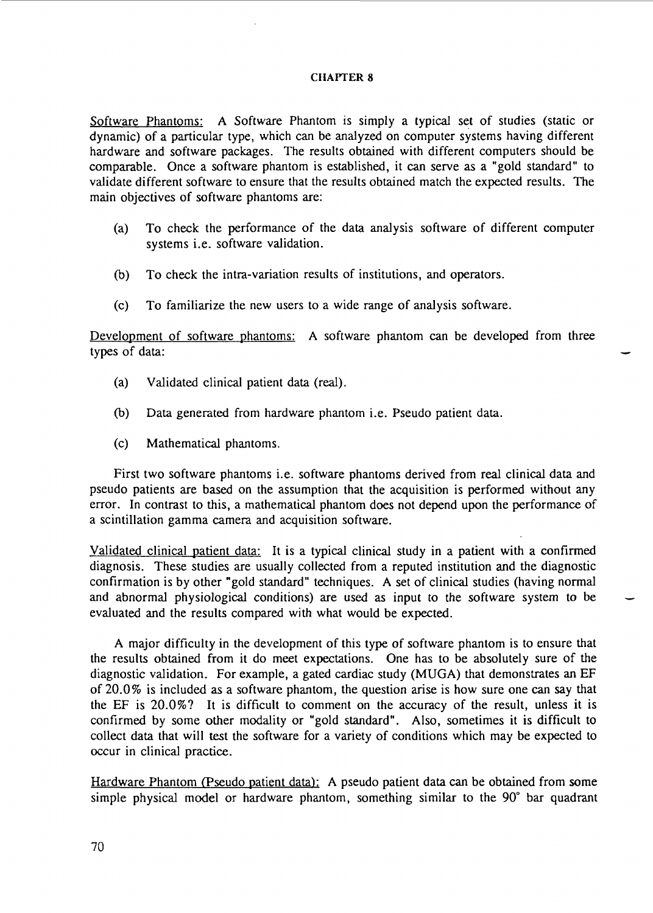# CHAPTER 8

Software Phantoms: A Software Phantom is simply a typical set of studies (static or dynamic) of a particular type, which can be analyzed on computer systems having different hardware and software packages. The results obtained with different computers should be comparable. Once a software phantom is established, it can serve as a "gold standard" to validate different software to ensure that the results obtained match the expected results. The main objectives of software phantoms are:

(a) To check the performance of the data analysis software of different computer systems i.e. software validation.

(b) To check the intra-variation results of institutions, and operators.

(c) To familiarize the new users to a wide range of analysis software.

Development of software phantoms: A software phantom can be developed from three types of data:

(a) Validated clinical patient data (real).

(b) Data generated from hardware phantom i.e. Pseudo patient data.

(c) Mathematical phantoms.

First two software phantoms i.e. software phantoms derived from real clinical data and pseudo patients are based on the assumption that the acquisition is performed without any error. In contrast to this, a mathematical phantom does not depend upon the performance of a scintillation gamma camera and acquisition software.

Validated clinical patient data: It is a typical clinical study in a patient with a confirmed diagnosis. These studies are usually collected from a reputed institution and the diagnostic confirmation is by other "gold standard" techniques. A set of clinical studies (having normal and abnormal physiological conditions) are used as input to the software system to be evaluated and the results compared with what would be expected.

A major difficulty in the development of this type of software phantom is to ensure that the results obtained from it do meet expectations. One has to be absolutely sure of the diagnostic validation. For example, a gated cardiac study (MUGA) that demonstrates an EF of 20.0% is included as a software phantom, the question arise is how sure one can say that the EF is 20.0%? It is difficult to comment on the accuracy of the result, unless it is confirmed by some other modality or "gold standard". Also, sometimes it is difficult to collect data that will test the software for a variety of conditions which may be expected to occur in clinical practice.

Hardware Phantom (Pseudo patient data): A pseudo patient data can be obtained from some simple physical model or hardware phantom, something similar to the 90° bar quadrant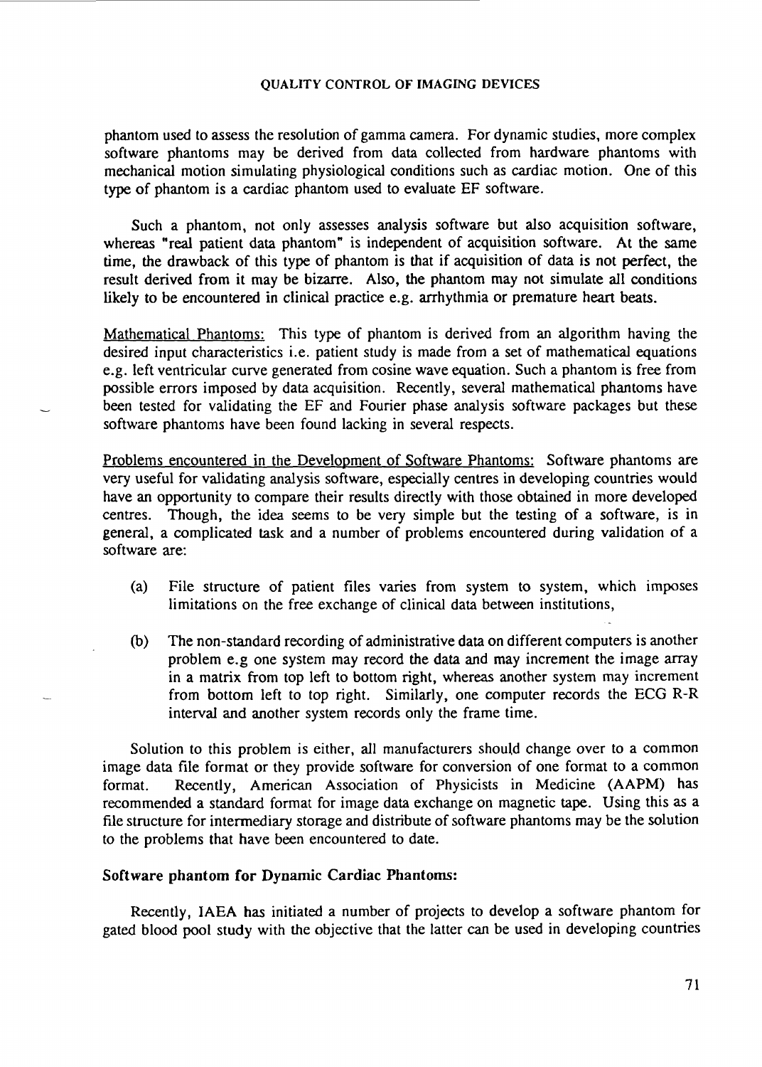phantom used to assess the resolution of gamma camera. For dynamic studies, more complex software phantoms may be derived from data collected from hardware phantoms with mechanical motion simulating physiological conditions such as cardiac motion. One of this type of phantom is a cardiac phantom used to evaluate EF software.

Such a phantom, not only assesses analysis software but also acquisition software, whereas "real patient data phantom" is independent of acquisition software. At the same time, the drawback of this type of phantom is that if acquisition of data is not perfect, the result derived from it may be bizarre. Also, the phantom may not simulate all conditions likely to be encountered in clinical practice e.g. arrhythmia or premature heart beats.

Mathematical Phantoms: This type of phantom is derived from an algorithm having the desired input characteristics i.e. patient study is made from a set of mathematical equations e.g. left ventricular curve generated from cosine wave equation. Such a phantom is free from possible errors imposed by data acquisition. Recently, several mathematical phantoms have been tested for validating the EF and Fourier phase analysis software packages but these software phantoms have been found lacking in several respects.

Problems encountered in the Development of Software Phantoms: Software phantoms are very useful for validating analysis software, especially centres in developing countries would have an opportunity to compare their results directly with those obtained in more developed centres. Though, the idea seems to be very simple but the testing of a software, is in general, a complicated task and a number of problems encountered during validation of a software are:

(a) File structure of patient files varies from system to system, which imposes limitations on the free exchange of clinical data between institutions,

(b) The non-standard recording of administrative data on different computers is another problem e.g one system may record the data and may increment the image array in a matrix from top left to bottom right, whereas another system may increment from bottom left to top right. Similarly, one computer records the ECG R-R interval and another system records only the frame time.

Solution to this problem is either, all manufacturers should change over to a common image data file format or they provide software for conversion of one format to a common format. Recently, American Association of Physicists in Medicine (AAPM) has recommended a standard format for image data exchange on magnetic tape. Using this as a file structure for intermediary storage and distribute of software phantoms may be the solution to the problems that have been encountered to date.

**Software phantom for Dynamic Cardiac Phantoms:**

Recently, IAEA has initiated a number of projects to develop a software phantom for gated blood pool study with the objective that the latter can be used in developing countries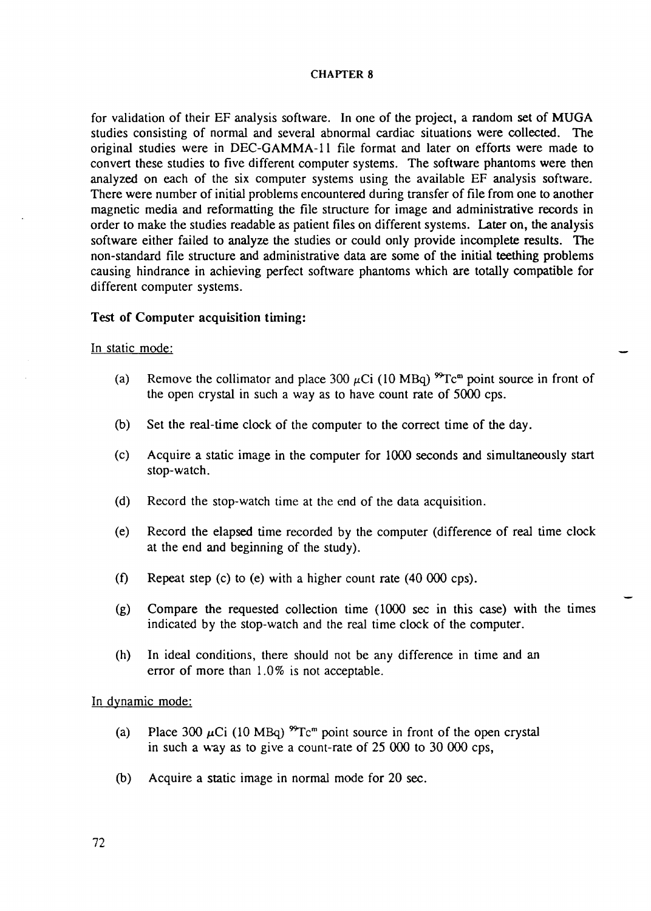for validation of their EF analysis software. In one of the project, a random set of MUGA studies consisting of normal and several abnormal cardiac situations were collected. The original studies were in DEC-GAMMA-11 file format and later on efforts were made to convert these studies to five different computer systems. The software phantoms were then analyzed on each of the six computer systems using the available EF analysis software. There were number of initial problems encountered during transfer of file from one to another magnetic media and reformatting the file structure for image and administrative records in order to make the studies readable as patient files on different systems. Later on, the analysis software either failed to analyze the studies or could only provide incomplete results. The non-standard file structure and administrative data are some of the initial teething problems causing hindrance in achieving perfect software phantoms which are totally compatible for different computer systems.

**Test of Computer acquisition timing:**

In static mode:

(a) Remove the collimator and place 300 $\mu$Ci (10 MBq) $^{99}$Tc$^{m}$ point source in front of the open crystal in such a way as to have count rate of 5000 cps.

(b) Set the real-time clock of the computer to the correct time of the day.

(c) Acquire a static image in the computer for 1000 seconds and simultaneously start stop-watch.

(d) Record the stop-watch time at the end of the data acquisition.

(e) Record the elapsed time recorded by the computer (difference of real time clock at the end and beginning of the study).

(f) Repeat step (c) to (e) with a higher count rate (40 000 cps).

(g) Compare the requested collection time (1000 sec in this case) with the times indicated by the stop-watch and the real time clock of the computer.

(h) In ideal conditions, there should not be any difference in time and an error of more than 1.0% is not acceptable.

In dynamic mode:

(a) Place 300 $\mu$Ci (10 MBq) $^{99}$Tc$^{m}$ point source in front of the open crystal in such a way as to give a count-rate of 25 000 to 30 000 cps,

(b) Acquire a static image in normal mode for 20 sec.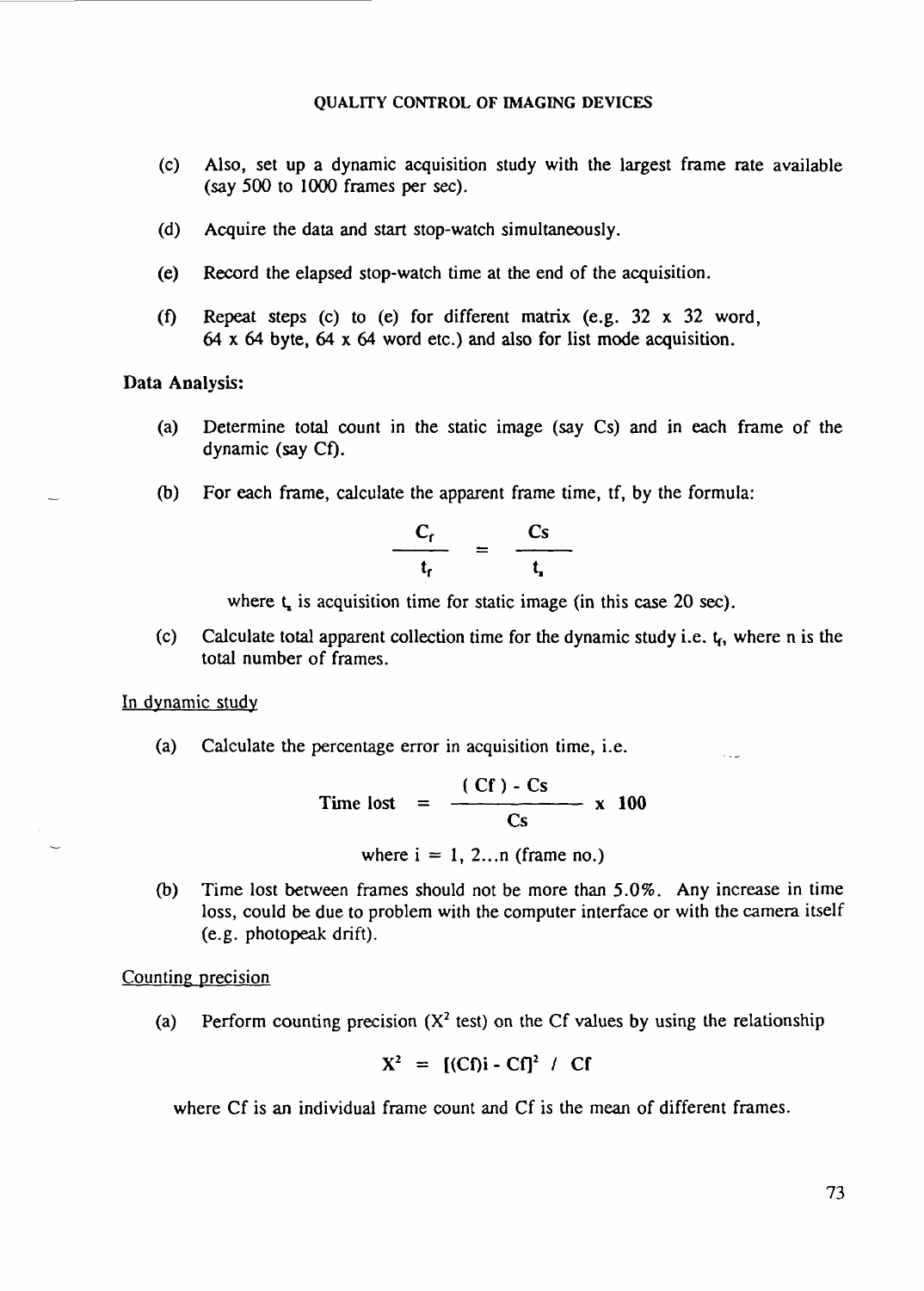(c) Also, set up a dynamic acquisition study with the largest frame rate available (say 500 to 1000 frames per sec).

(d) Acquire the data and start stop-watch simultaneously.

(e) Record the elapsed stop-watch time at the end of the acquisition.

(f) Repeat steps (c) to (e) for different matrix (e.g. 32 x 32 word, 64 x 64 byte, 64 x 64 word etc.) and also for list mode acquisition.

**Data Analysis:**

(a) Determine total count in the static image (say Cs) and in each frame of the dynamic (say Cf).

(b) For each frame, calculate the apparent frame time, tf, by the formula:

$$\frac{C_f}{t_f} = \frac{Cs}{t_s}$$

where $t_s$ is acquisition time for static image (in this case 20 sec).

(c) Calculate total apparent collection time for the dynamic study i.e. $t_f$, where n is the total number of frames.

In dynamic study

(a) Calculate the percentage error in acquisition time, i.e.

$$\text{Time lost} = \frac{(\,Cf\,) - Cs}{Cs} \times 100$$

where i = 1, 2...n (frame no.)

(b) Time lost between frames should not be more than 5.0%. Any increase in time loss, could be due to problem with the computer interface or with the camera itself (e.g. photopeak drift).

Counting precision

(a) Perform counting precision ($X^2$ test) on the Cf values by using the relationship

$$X^2 = [(Cf)i - Cf]^2 \;/\; Cf$$

where Cf is an individual frame count and Cf is the mean of different frames.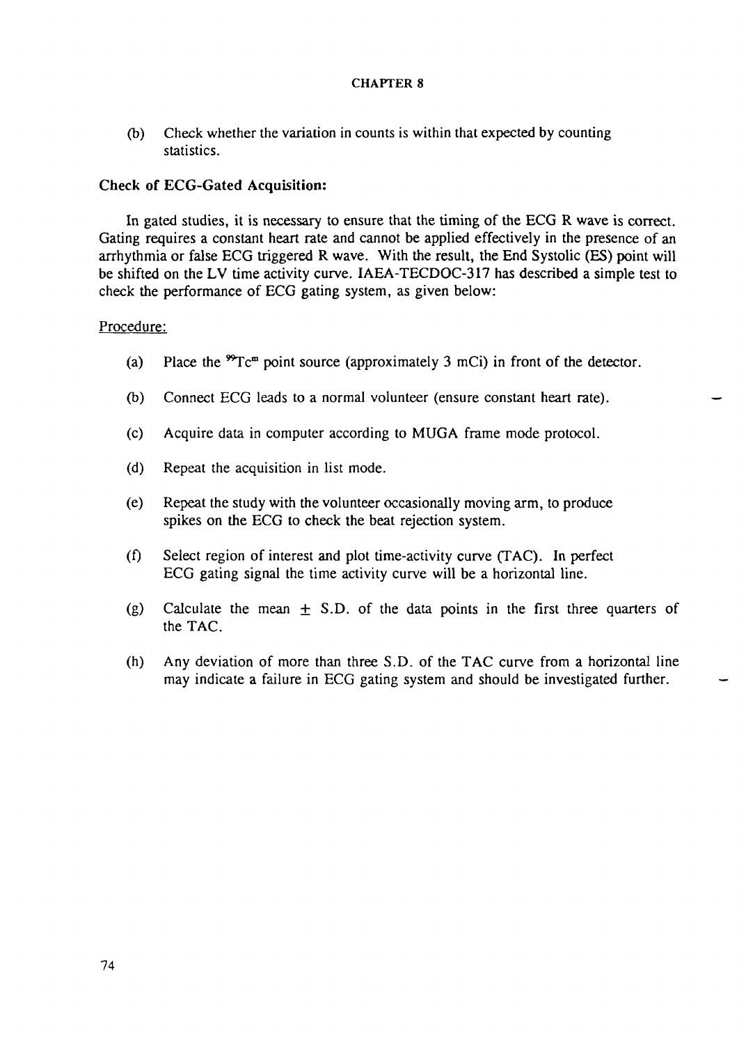(b) Check whether the variation in counts is within that expected by counting statistics.

**Check of ECG-Gated Acquisition:**

In gated studies, it is necessary to ensure that the timing of the ECG R wave is correct. Gating requires a constant heart rate and cannot be applied effectively in the presence of an arrhythmia or false ECG triggered R wave. With the result, the End Systolic (ES) point will be shifted on the LV time activity curve. IAEA-TECDOC-317 has described a simple test to check the performance of ECG gating system, as given below:

Procedure:

(a) Place the $^{99}Tc^{m}$ point source (approximately 3 mCi) in front of the detector.

(b) Connect ECG leads to a normal volunteer (ensure constant heart rate).

(c) Acquire data in computer according to MUGA frame mode protocol.

(d) Repeat the acquisition in list mode.

(e) Repeat the study with the volunteer occasionally moving arm, to produce spikes on the ECG to check the beat rejection system.

(f) Select region of interest and plot time-activity curve (TAC). In perfect ECG gating signal the time activity curve will be a horizontal line.

(g) Calculate the mean $\pm$ S.D. of the data points in the first three quarters of the TAC.

(h) Any deviation of more than three S.D. of the TAC curve from a horizontal line may indicate a failure in ECG gating system and should be investigated further.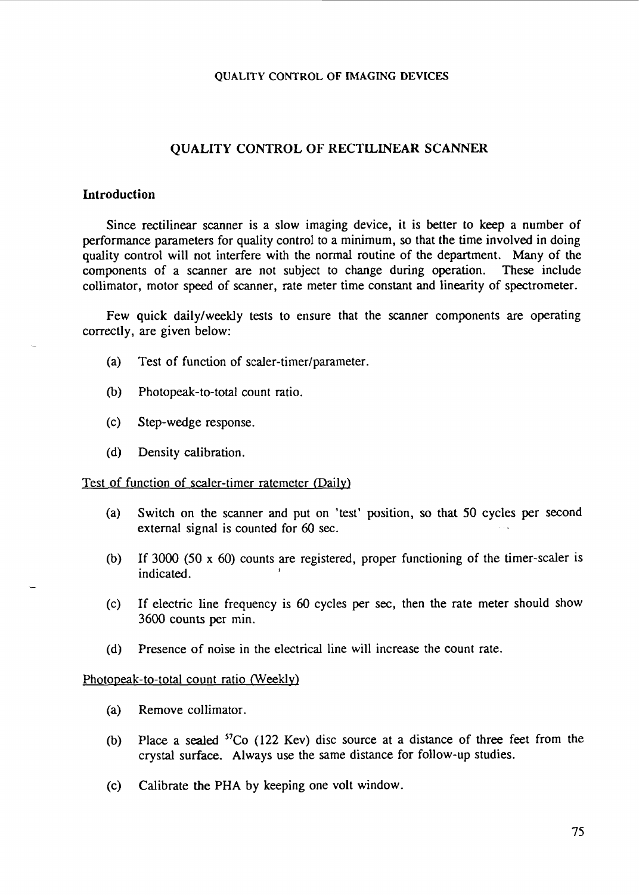# QUALITY CONTROL OF RECTILINEAR SCANNER

## Introduction

Since rectilinear scanner is a slow imaging device, it is better to keep a number of performance parameters for quality control to a minimum, so that the time involved in doing quality control will not interfere with the normal routine of the department. Many of the components of a scanner are not subject to change during operation. These include collimator, motor speed of scanner, rate meter time constant and linearity of spectrometer.

Few quick daily/weekly tests to ensure that the scanner components are operating correctly, are given below:

(a) Test of function of scaler-timer/parameter.

(b) Photopeak-to-total count ratio.

(c) Step-wedge response.

(d) Density calibration.

Test of function of scaler-timer ratemeter (Daily)

(a) Switch on the scanner and put on 'test' position, so that 50 cycles per second external signal is counted for 60 sec.

(b) If 3000 (50 x 60) counts are registered, proper functioning of the timer-scaler is indicated.

(c) If electric line frequency is 60 cycles per sec, then the rate meter should show 3600 counts per min.

(d) Presence of noise in the electrical line will increase the count rate.

Photopeak-to-total count ratio (Weekly)

(a) Remove collimator.

(b) Place a sealed $^{57}$Co (122 Kev) disc source at a distance of three feet from the crystal surface. Always use the same distance for follow-up studies.

(c) Calibrate the PHA by keeping one volt window.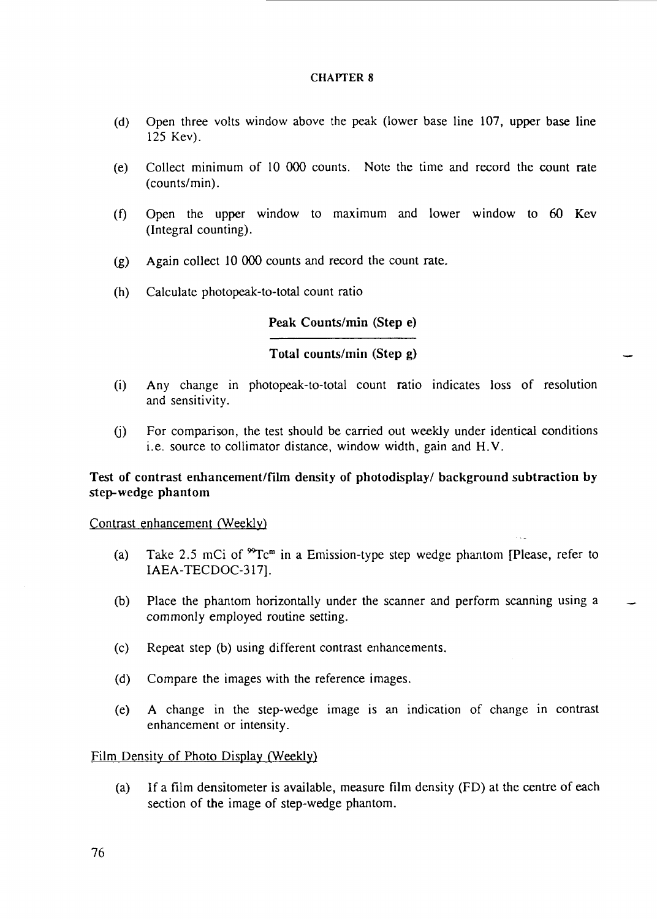- (d) Open three volts window above the peak (lower base line 107, upper base line 125 Kev).

- (e) Collect minimum of 10 000 counts. Note the time and record the count rate (counts/min).

- (f) Open the upper window to maximum and lower window to 60 Kev (Integral counting).

- (g) Again collect 10 000 counts and record the count rate.

- (h) Calculate photopeak-to-total count ratio

$$\frac{\textbf{Peak Counts/min (Step e)}}{\textbf{Total counts/min (Step g)}}$$

- (i) Any change in photopeak-to-total count ratio indicates loss of resolution and sensitivity.

- (j) For comparison, the test should be carried out weekly under identical conditions i.e. source to collimator distance, window width, gain and H.V.

**Test of contrast enhancement/film density of photodisplay/ background subtraction by step-wedge phantom**

Contrast enhancement (Weekly)

- (a) Take 2.5 mCi of $^{99}Tc^{m}$ in a Emission-type step wedge phantom [Please, refer to IAEA-TECDOC-317].

- (b) Place the phantom horizontally under the scanner and perform scanning using a commonly employed routine setting.

- (c) Repeat step (b) using different contrast enhancements.

- (d) Compare the images with the reference images.

- (e) A change in the step-wedge image is an indication of change in contrast enhancement or intensity.

Film Density of Photo Display (Weekly)

- (a) If a film densitometer is available, measure film density (FD) at the centre of each section of the image of step-wedge phantom.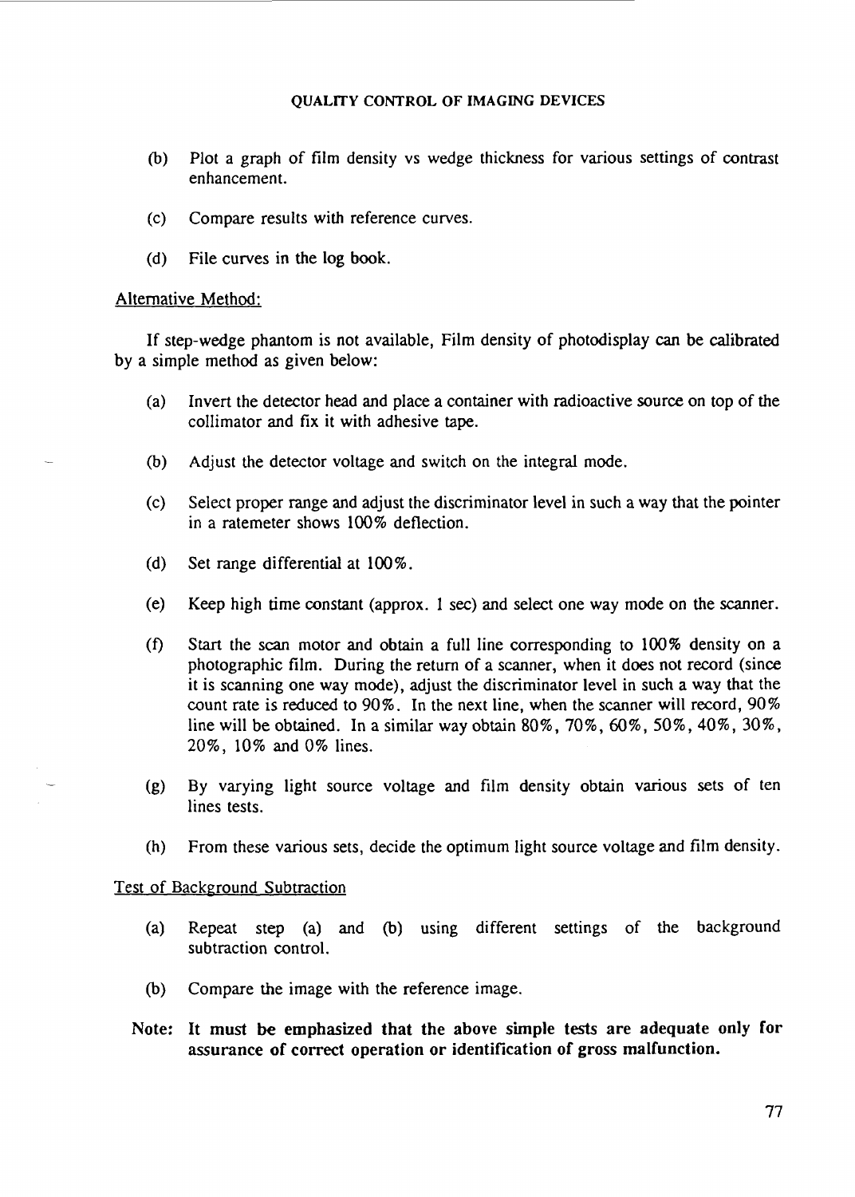(b) Plot a graph of film density vs wedge thickness for various settings of contrast enhancement.

(c) Compare results with reference curves.

(d) File curves in the log book.

Alternative Method:

If step-wedge phantom is not available, Film density of photodisplay can be calibrated by a simple method as given below:

(a) Invert the detector head and place a container with radioactive source on top of the collimator and fix it with adhesive tape.

(b) Adjust the detector voltage and switch on the integral mode.

(c) Select proper range and adjust the discriminator level in such a way that the pointer in a ratemeter shows 100% deflection.

(d) Set range differential at 100%.

(e) Keep high time constant (approx. 1 sec) and select one way mode on the scanner.

(f) Start the scan motor and obtain a full line corresponding to 100% density on a photographic film. During the return of a scanner, when it does not record (since it is scanning one way mode), adjust the discriminator level in such a way that the count rate is reduced to 90%. In the next line, when the scanner will record, 90% line will be obtained. In a similar way obtain 80%, 70%, 60%, 50%, 40%, 30%, 20%, 10% and 0% lines.

(g) By varying light source voltage and film density obtain various sets of ten lines tests.

(h) From these various sets, decide the optimum light source voltage and film density.

Test of Background Subtraction

(a) Repeat step (a) and (b) using different settings of the background subtraction control.

(b) Compare the image with the reference image.

**Note: It must be emphasized that the above simple tests are adequate only for assurance of correct operation or identification of gross malfunction.**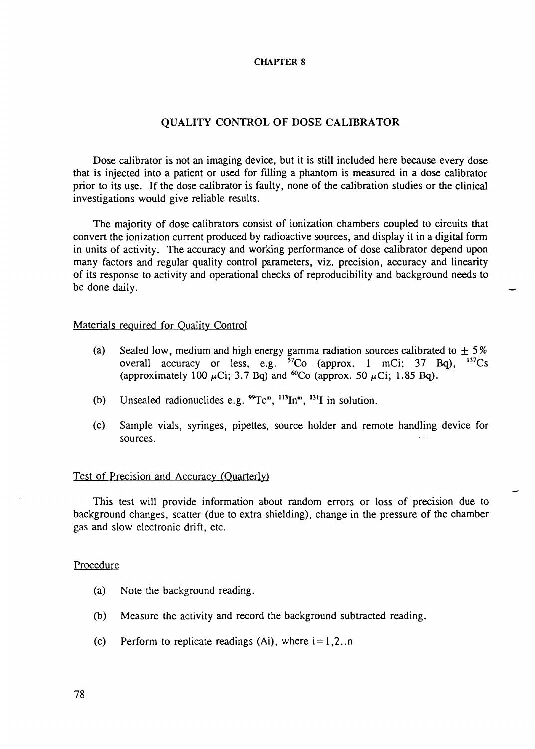CHAPTER 8

# QUALITY CONTROL OF DOSE CALIBRATOR

Dose calibrator is not an imaging device, but it is still included here because every dose that is injected into a patient or used for filling a phantom is measured in a dose calibrator prior to its use. If the dose calibrator is faulty, none of the calibration studies or the clinical investigations would give reliable results.

The majority of dose calibrators consist of ionization chambers coupled to circuits that convert the ionization current produced by radioactive sources, and display it in a digital form in units of activity. The accuracy and working performance of dose calibrator depend upon many factors and regular quality control parameters, viz. precision, accuracy and linearity of its response to activity and operational checks of reproducibility and background needs to be done daily.

## Materials required for Quality Control

(a) Sealed low, medium and high energy gamma radiation sources calibrated to ± 5% overall accuracy or less, e.g. $^{57}$Co (approx. 1 mCi; 37 Bq), $^{137}$Cs (approximately 100 $\mu$Ci; 3.7 Bq) and $^{60}$Co (approx. 50 $\mu$Ci; 1.85 Bq).

(b) Unsealed radionuclides e.g. $^{99}$Tc$^{m}$, $^{113}$In$^{m}$, $^{131}$I in solution.

(c) Sample vials, syringes, pipettes, source holder and remote handling device for sources.

## Test of Precision and Accuracy (Quarterly)

This test will provide information about random errors or loss of precision due to background changes, scatter (due to extra shielding), change in the pressure of the chamber gas and slow electronic drift, etc.

### Procedure

(a) Note the background reading.

(b) Measure the activity and record the background subtracted reading.

(c) Perform to replicate readings (Ai), where i=1,2..n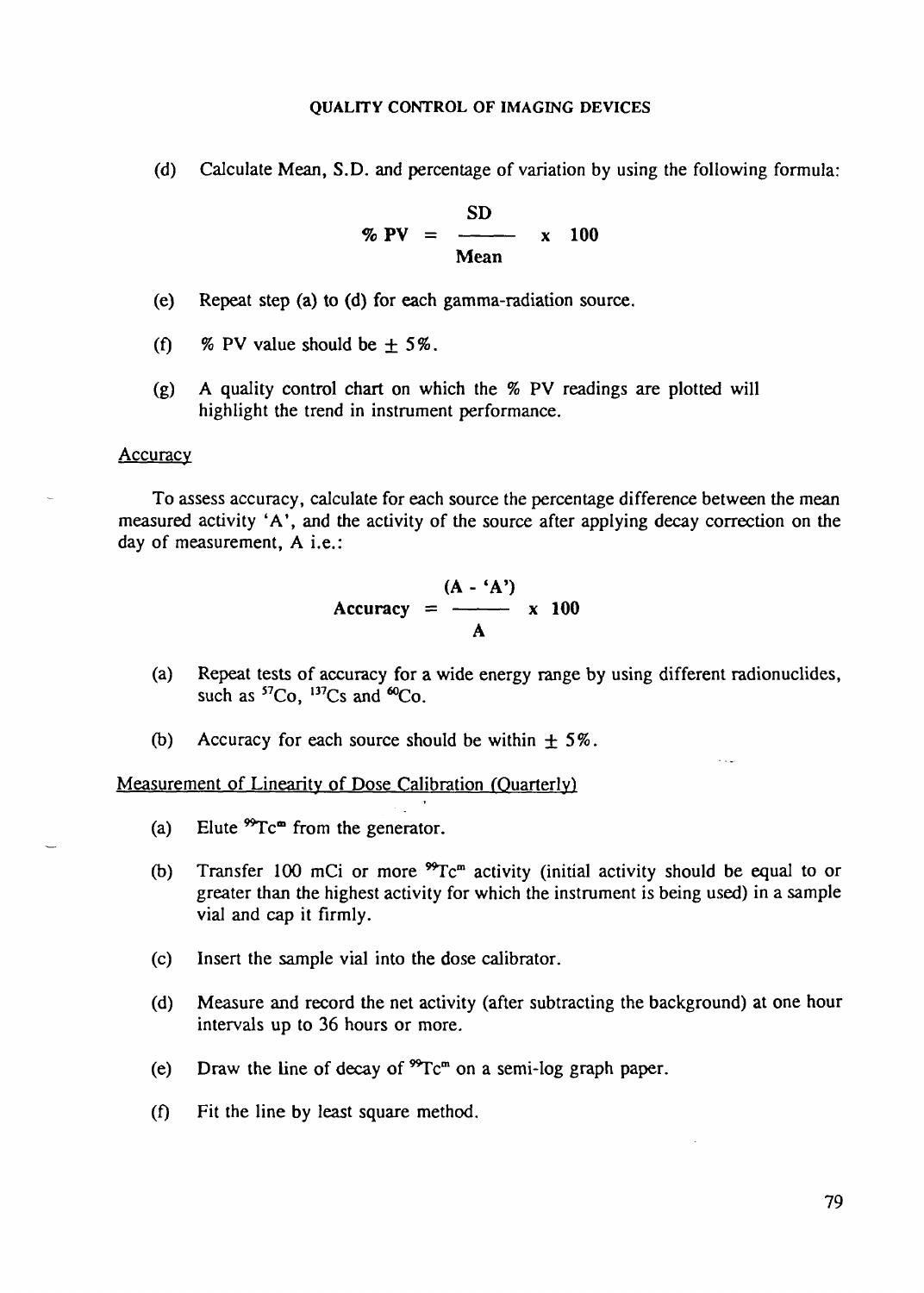(d) Calculate Mean, S.D. and percentage of variation by using the following formula:

$$\% \text{ PV} = \frac{\text{SD}}{\text{Mean}} \times 100$$

(e) Repeat step (a) to (d) for each gamma-radiation source.

(f) % PV value should be ± 5%.

(g) A quality control chart on which the % PV readings are plotted will highlight the trend in instrument performance.

Accuracy

To assess accuracy, calculate for each source the percentage difference between the mean measured activity 'A', and the activity of the source after applying decay correction on the day of measurement, A i.e.:

$$\text{Accuracy} = \frac{(\text{A - 'A'})}{\text{A}} \times 100$$

(a) Repeat tests of accuracy for a wide energy range by using different radionuclides, such as $^{57}$Co, $^{137}$Cs and $^{60}$Co.

(b) Accuracy for each source should be within ± 5%.

Measurement of Linearity of Dose Calibration (Quarterly)

(a) Elute $^{99}$Tc$^{m}$ from the generator.

(b) Transfer 100 mCi or more $^{99}$Tc$^{m}$ activity (initial activity should be equal to or greater than the highest activity for which the instrument is being used) in a sample vial and cap it firmly.

(c) Insert the sample vial into the dose calibrator.

(d) Measure and record the net activity (after subtracting the background) at one hour intervals up to 36 hours or more.

(e) Draw the line of decay of $^{99}$Tc$^{m}$ on a semi-log graph paper.

(f) Fit the line by least square method.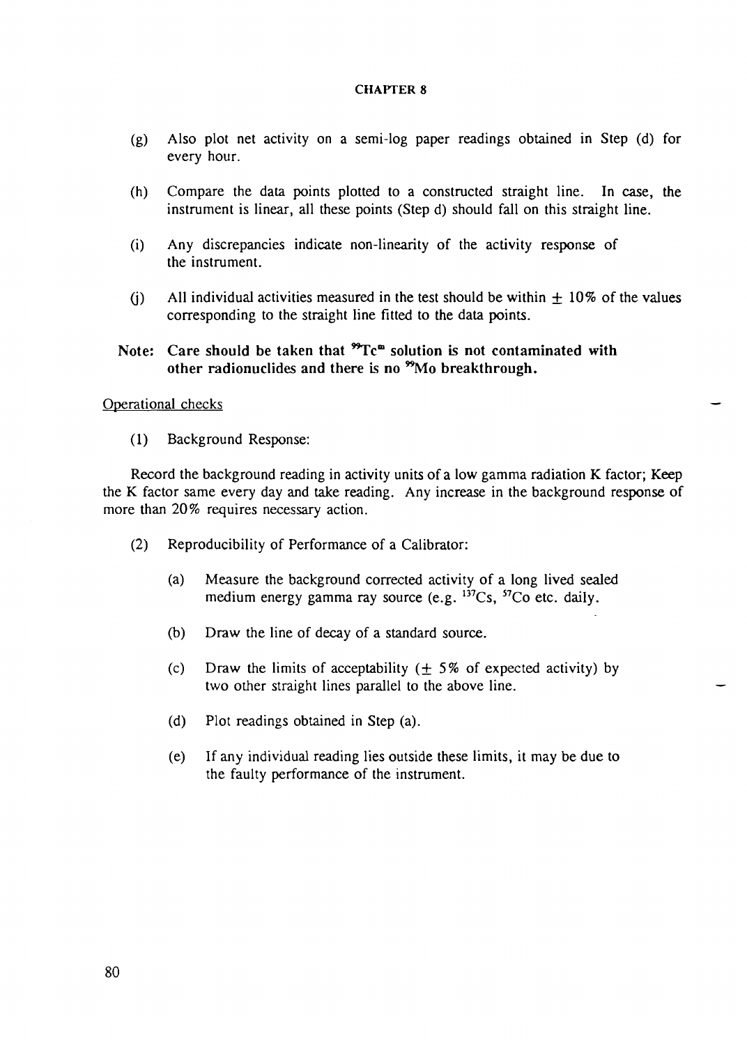(g) Also plot net activity on a semi-log paper readings obtained in Step (d) for every hour.

(h) Compare the data points plotted to a constructed straight line. In case, the instrument is linear, all these points (Step d) should fall on this straight line.

(i) Any discrepancies indicate non-linearity of the activity response of the instrument.

(j) All individual activities measured in the test should be within $\pm$ 10% of the values corresponding to the straight line fitted to the data points.

**Note: Care should be taken that $^{99}Tc^{m}$ solution is not contaminated with other radionuclides and there is no $^{99}Mo$ breakthrough.**

Operational checks

(1) Background Response:

Record the background reading in activity units of a low gamma radiation K factor; Keep the K factor same every day and take reading. Any increase in the background response of more than 20% requires necessary action.

(2) Reproducibility of Performance of a Calibrator:

(a) Measure the background corrected activity of a long lived sealed medium energy gamma ray source (e.g. $^{137}Cs$, $^{57}Co$ etc. daily.

(b) Draw the line of decay of a standard source.

(c) Draw the limits of acceptability ($\pm$ 5% of expected activity) by two other straight lines parallel to the above line.

(d) Plot readings obtained in Step (a).

(e) If any individual reading lies outside these limits, it may be due to the faulty performance of the instrument.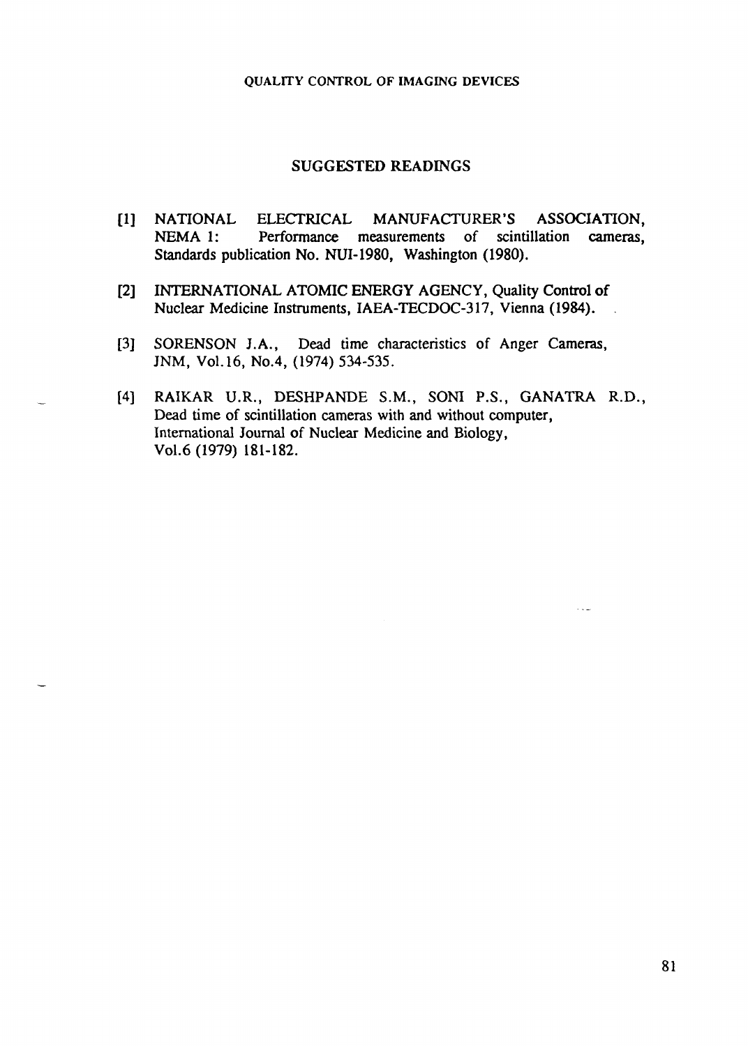## SUGGESTED READINGS

[1] NATIONAL ELECTRICAL MANUFACTURER'S ASSOCIATION, NEMA 1: Performance measurements of scintillation cameras, Standards publication No. NUI-1980, Washington (1980).

[2] INTERNATIONAL ATOMIC ENERGY AGENCY, Quality Control of Nuclear Medicine Instruments, IAEA-TECDOC-317, Vienna (1984).

[3] SORENSON J.A., Dead time characteristics of Anger Cameras, JNM, Vol.16, No.4, (1974) 534-535.

[4] RAIKAR U.R., DESHPANDE S.M., SONI P.S., GANATRA R.D., Dead time of scintillation cameras with and without computer, International Journal of Nuclear Medicine and Biology, Vol.6 (1979) 181-182.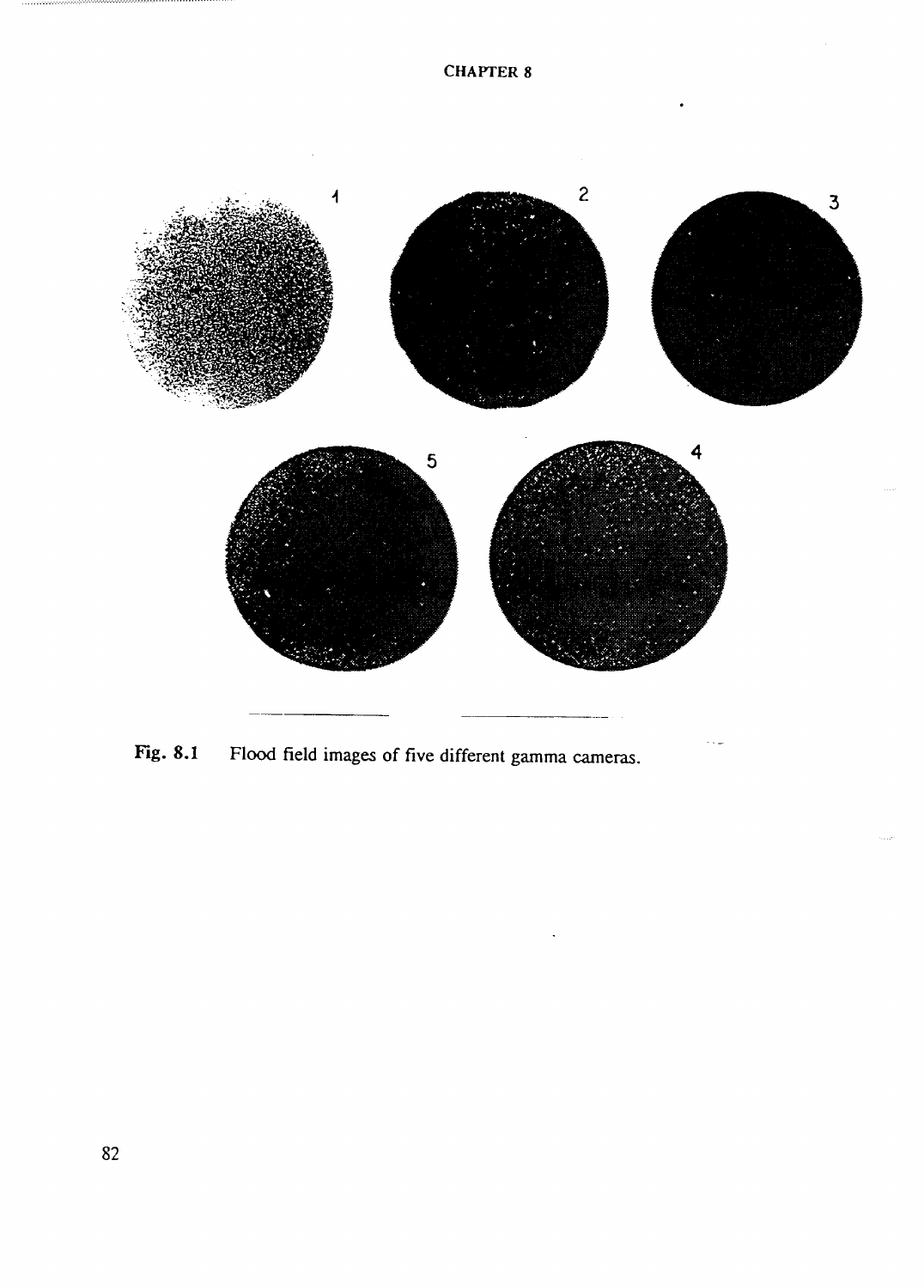Fig. 8.1 Flood field images of five different gamma cameras.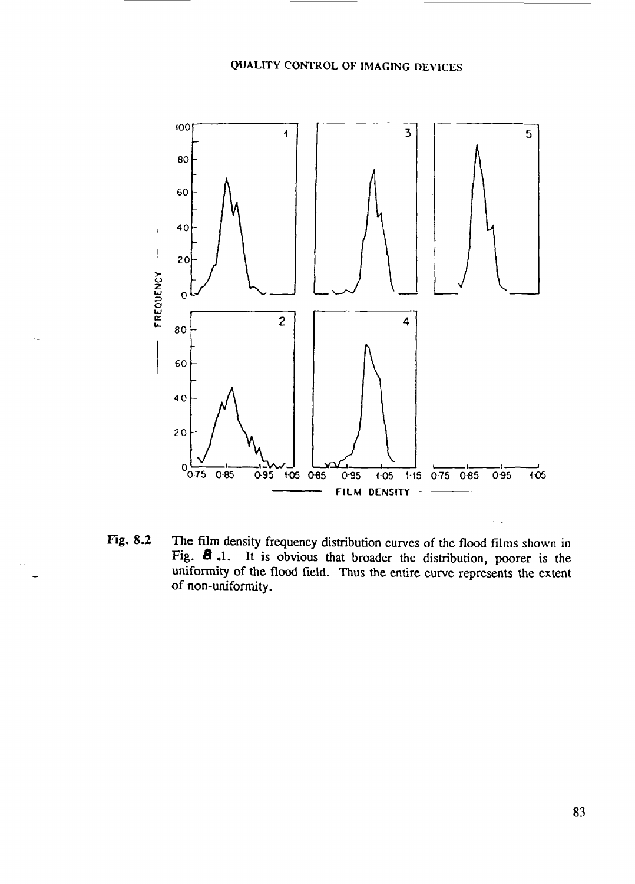Fig. 8.2 The film density frequency distribution curves of the flood films shown in Fig. 8.1. It is obvious that broader the distribution, poorer is the uniformity of the flood field. Thus the entire curve represents the extent of non-uniformity.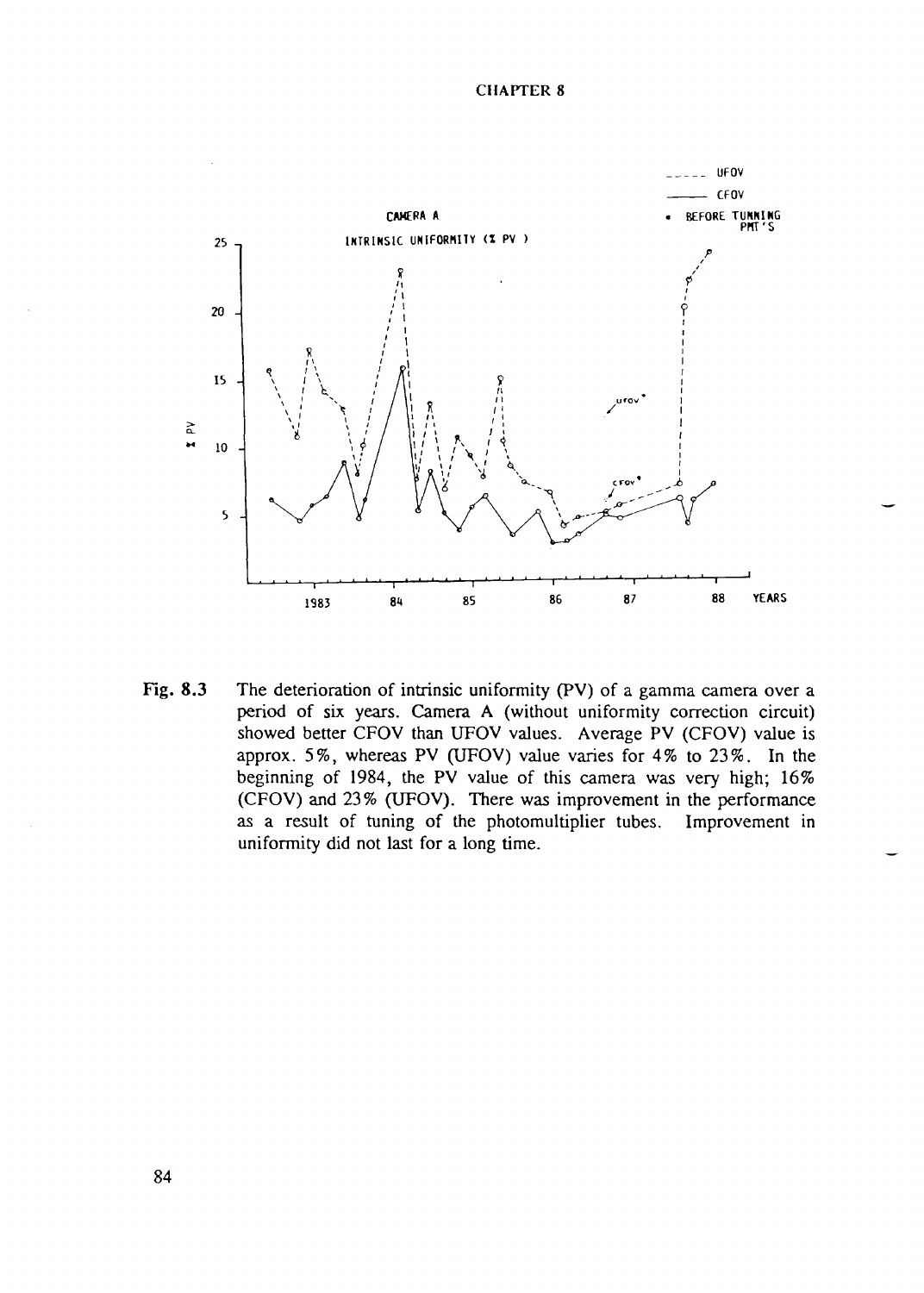Fig. 8.3 The deterioration of intrinsic uniformity (PV) of a gamma camera over a period of six years. Camera A (without uniformity correction circuit) showed better CFOV than UFOV values. Average PV (CFOV) value is approx. 5%, whereas PV (UFOV) value varies for 4% to 23%. In the beginning of 1984, the PV value of this camera was very high; 16% (CFOV) and 23% (UFOV). There was improvement in the performance as a result of tuning of the photomultiplier tubes. Improvement in uniformity did not last for a long time.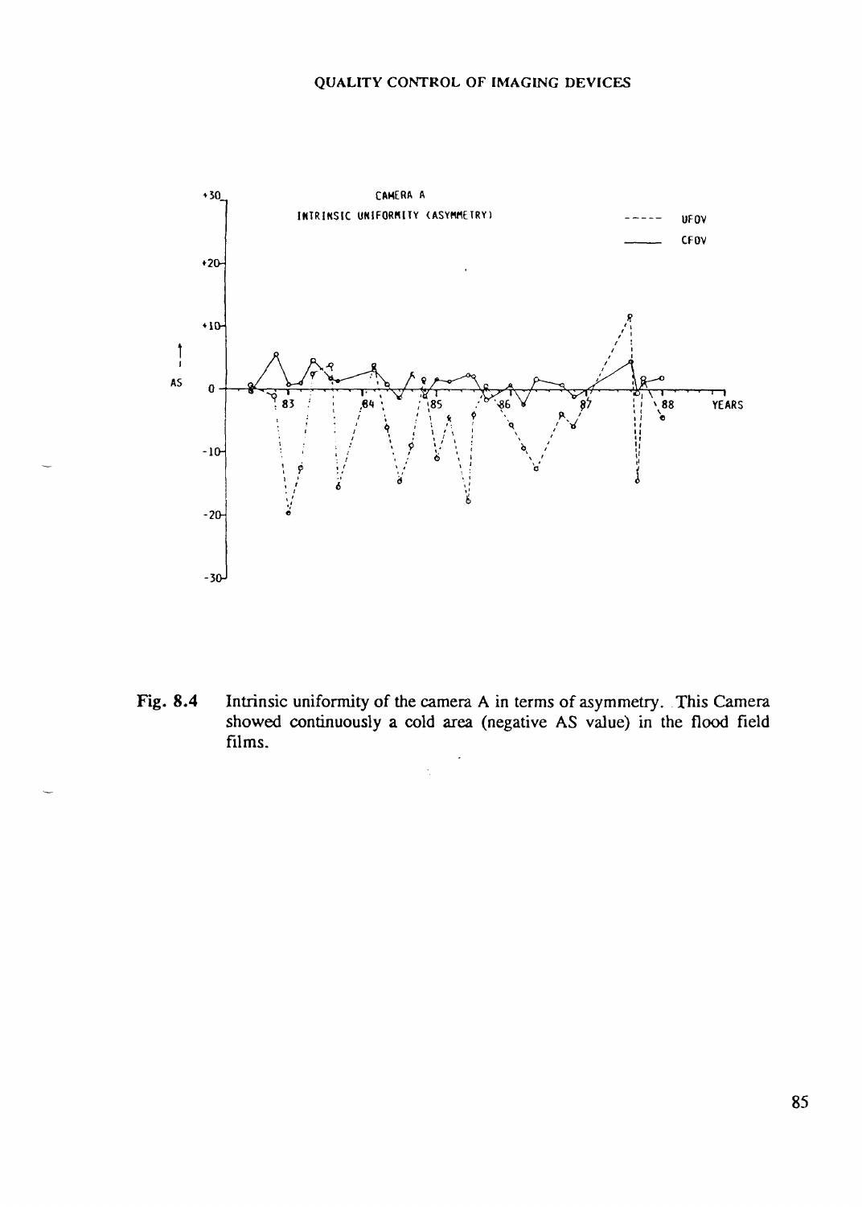**Fig. 8.4** Intrinsic uniformity of the camera A in terms of asymmetry. This Camera showed continuously a cold area (negative AS value) in the flood field films.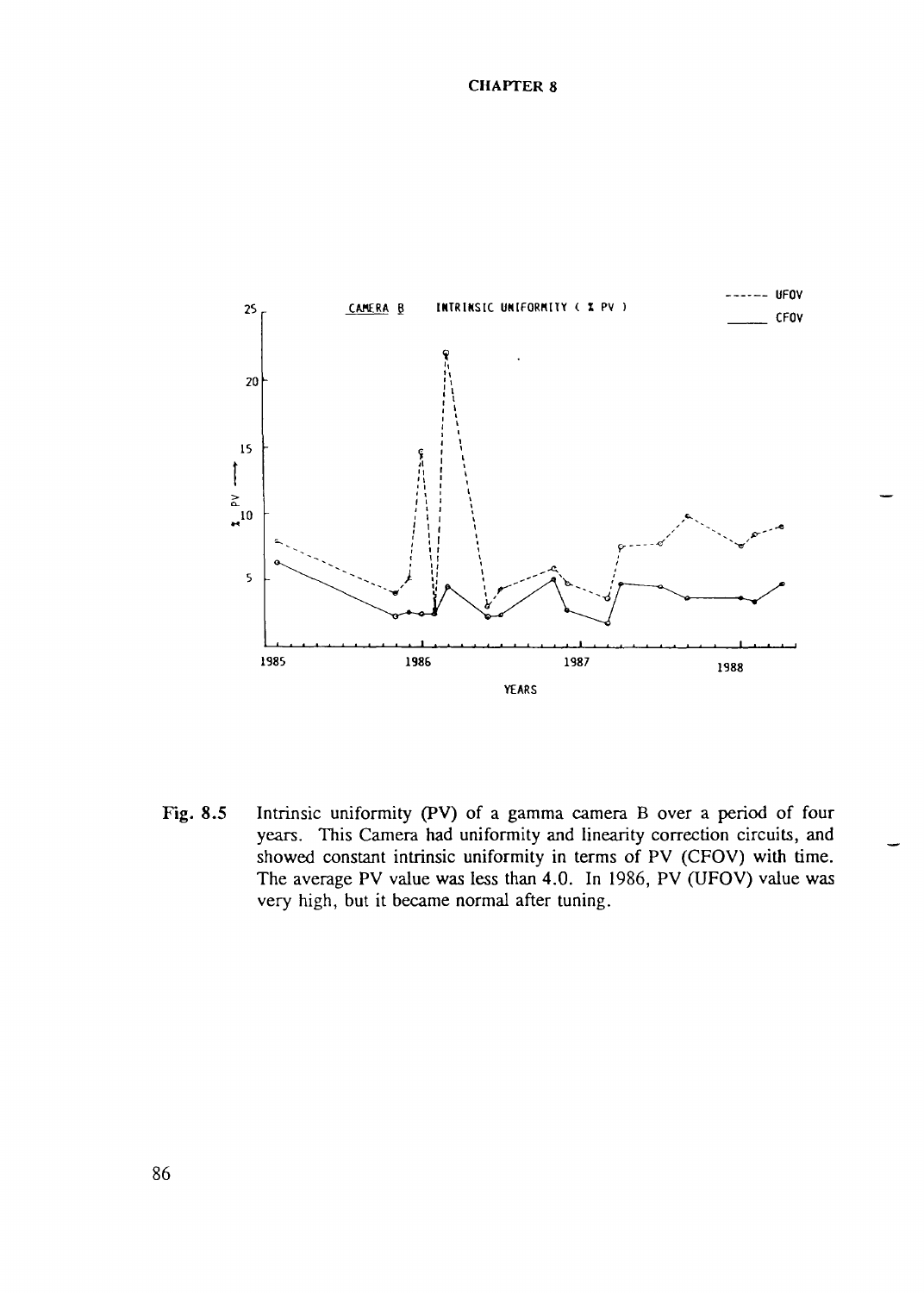**Fig. 8.5** Intrinsic uniformity (PV) of a gamma camera B over a period of four years. This Camera had uniformity and linearity correction circuits, and showed constant intrinsic uniformity in terms of PV (CFOV) with time. The average PV value was less than 4.0. In 1986, PV (UFOV) value was very high, but it became normal after tuning.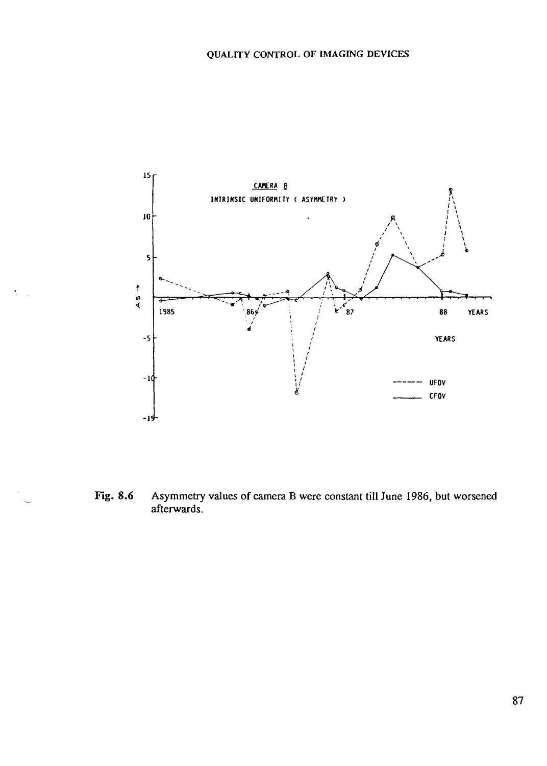CAMERA B

INTRINSIC UNIFORMITY ( ASYMMETRY )

15

10

5

-5

-10

-15

AS →

1985

86

87

88

YEARS

YEARS

UFOV

CFOV

**Fig. 8.6** Asymmetry values of camera B were constant till June 1986, but worsened afterwards.